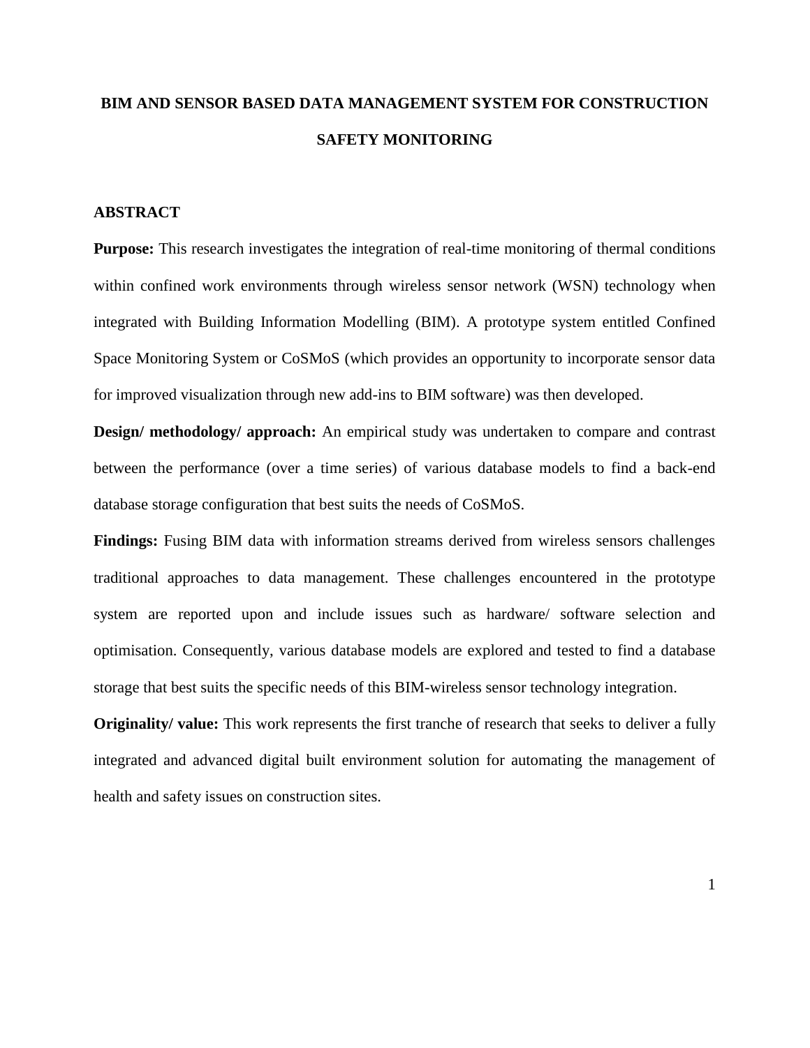# BIM AND SENSOR BASED DATA MANAGEMENT SYSTEM FOR CONSTRUCTION SAFETY MONITORING

## ABSTRACT

**Purpose:** This research investigates the integration of real-time monitoring of thermal conditions within confined work environments through wireless sensor network (WSN) technology when integrated with Building Information Modelling (BIM). A prototype system entitled Confined Space Monitoring System or CoSMoS (which provides an opportunity to incorporate sensor data for improved visualization through new add-ins to BIM software) was then developed.

**Design/ methodology/ approach:** An empirical study was undertaken to compare and contrast between the performance (over a time series) of various database models to find a back-end database storage configuration that best suits the needs of CoSMoS.

**Findings:** Fusing BIM data with information streams derived from wireless sensors challenges traditional approaches to data management. These challenges encountered in the prototype system are reported upon and include issues such as hardware/ software selection and optimisation. Consequently, various database models are explored and tested to find a database storage that best suits the specific needs of this BIM-wireless sensor technology integration.

**Originality/ value:** This work represents the first tranche of research that seeks to deliver a fully integrated and advanced digital built environment solution for automating the management of health and safety issues on construction sites.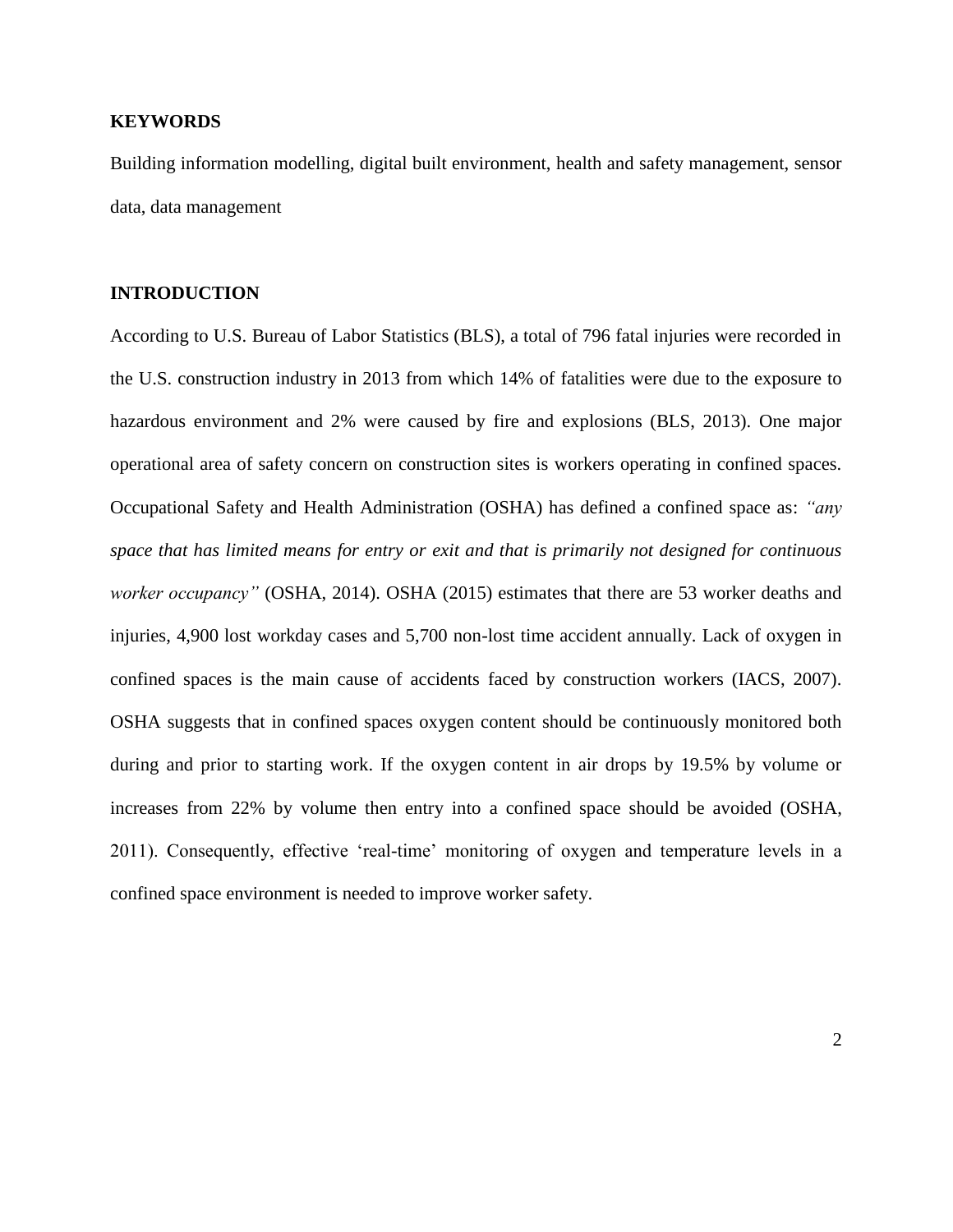## KEYWORDS

Building information modelling, digital built environment, health and safety management, sensor data, data management

## INTRODUCTION

According to U.S. Bureau of Labor Statistics (BLS), a total of 796 fatal injuries were recorded in the U.S. construction industry in 2013 from which 14% of fatalities were due to the exposure to hazardous environment and 2% were caused by fire and explosions (BLS, 2013). One major operational area of safety concern on construction sites is workers operating in confined spaces. Occupational Safety and Health Administration (OSHA) has defined a confined space as: *"any space that has limited means for entry or exit and that is primarily not designed for continuous worker occupancy"* (OSHA, 2014). OSHA (2015) estimates that there are 53 worker deaths and injuries, 4,900 lost workday cases and 5,700 non-lost time accident annually. Lack of oxygen in confined spaces is the main cause of accidents faced by construction workers (IACS, 2007). OSHA suggests that in confined spaces oxygen content should be continuously monitored both during and prior to starting work. If the oxygen content in air drops by 19.5% by volume or increases from 22% by volume then entry into a confined space should be avoided (OSHA, 2011). Consequently, effective 'real-time' monitoring of oxygen and temperature levels in a confined space environment is needed to improve worker safety.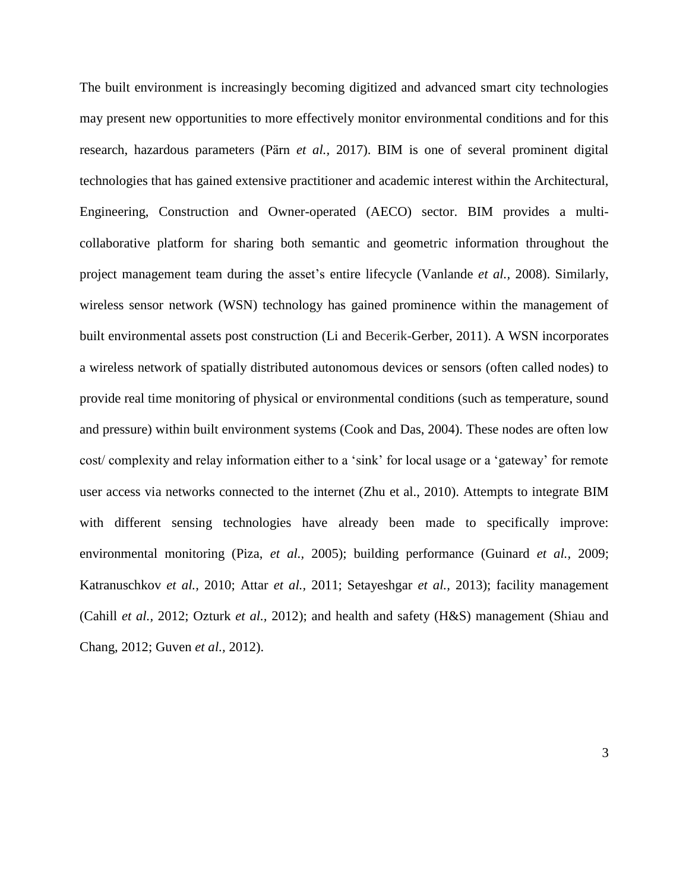The built environment is increasingly becoming digitized and advanced smart city technologies may present new opportunities to more effectively monitor environmental conditions and for this research, hazardous parameters (Pärn *et al.,* 2017). BIM is one of several prominent digital technologies that has gained extensive practitioner and academic interest within the Architectural, Engineering, Construction and Owner-operated (AECO) sector. BIM provides a multi-collaborative platform for sharing both semantic and geometric information throughout the project management team during the asset's entire lifecycle (Vanlande *et al.*, 2008). Similarly, wireless sensor network (WSN) technology has gained prominence within the management of built environmental assets post construction (Li and Becerik-Gerber, 2011). A WSN incorporates a wireless network of spatially distributed autonomous devices or sensors (often called nodes) to provide real time monitoring of physical or environmental conditions (such as temperature, sound and pressure) within built environment systems (Cook and Das, 2004). These nodes are often low cost/ complexity and relay information either to a 'sink' for local usage or a 'gateway' for remote user access via networks connected to the internet (Zhu et al., 2010). Attempts to integrate BIM with different sensing technologies have already been made to specifically improve: environmental monitoring (Piza, *et al.,* 2005); building performance (Guinard *et al.,* 2009; Katranuschkov *et al.,* 2010; Attar *et al.,* 2011; Setayeshgar *et al.,* 2013); facility management (Cahill *et al.,* 2012; Ozturk *et al.,* 2012); and health and safety (H&S) management (Shiau and Chang, 2012; Guven *et al.*, 2012).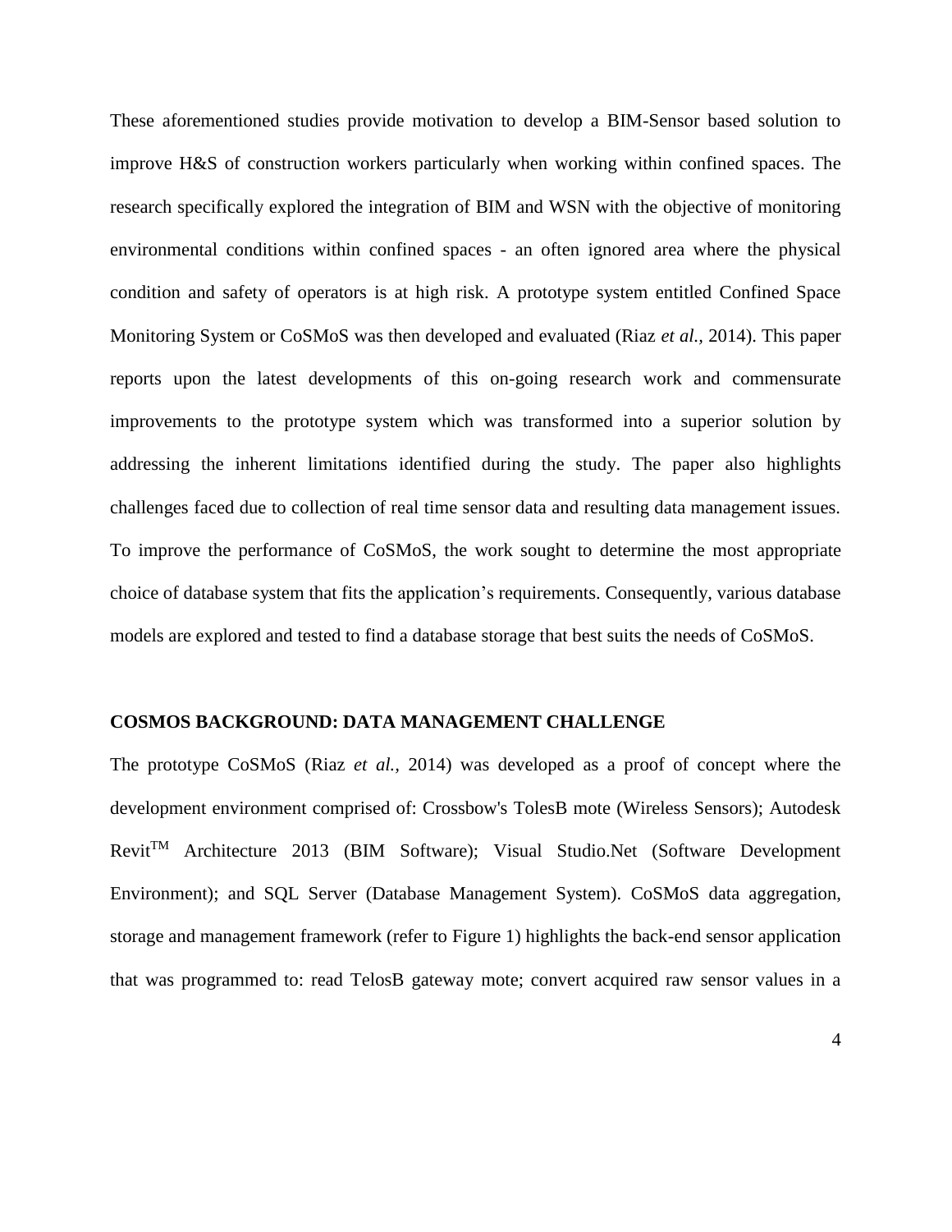These aforementioned studies provide motivation to develop a BIM-Sensor based solution to improve H&S of construction workers particularly when working within confined spaces. The research specifically explored the integration of BIM and WSN with the objective of monitoring environmental conditions within confined spaces - an often ignored area where the physical condition and safety of operators is at high risk. A prototype system entitled Confined Space Monitoring System or CoSMoS was then developed and evaluated (Riaz *et al.,* 2014). This paper reports upon the latest developments of this on-going research work and commensurate improvements to the prototype system which was transformed into a superior solution by addressing the inherent limitations identified during the study. The paper also highlights challenges faced due to collection of real time sensor data and resulting data management issues. To improve the performance of CoSMoS, the work sought to determine the most appropriate choice of database system that fits the application's requirements. Consequently, various database models are explored and tested to find a database storage that best suits the needs of CoSMoS.

## COSMOS BACKGROUND: DATA MANAGEMENT CHALLENGE

The prototype CoSMoS (Riaz *et al.,* 2014) was developed as a proof of concept where the development environment comprised of: Crossbow's TolesB mote (Wireless Sensors); Autodesk Revit™ Architecture 2013 (BIM Software); Visual Studio.Net (Software Development Environment); and SQL Server (Database Management System). CoSMoS data aggregation, storage and management framework (refer to Figure 1) highlights the back-end sensor application that was programmed to: read TelosB gateway mote; convert acquired raw sensor values in a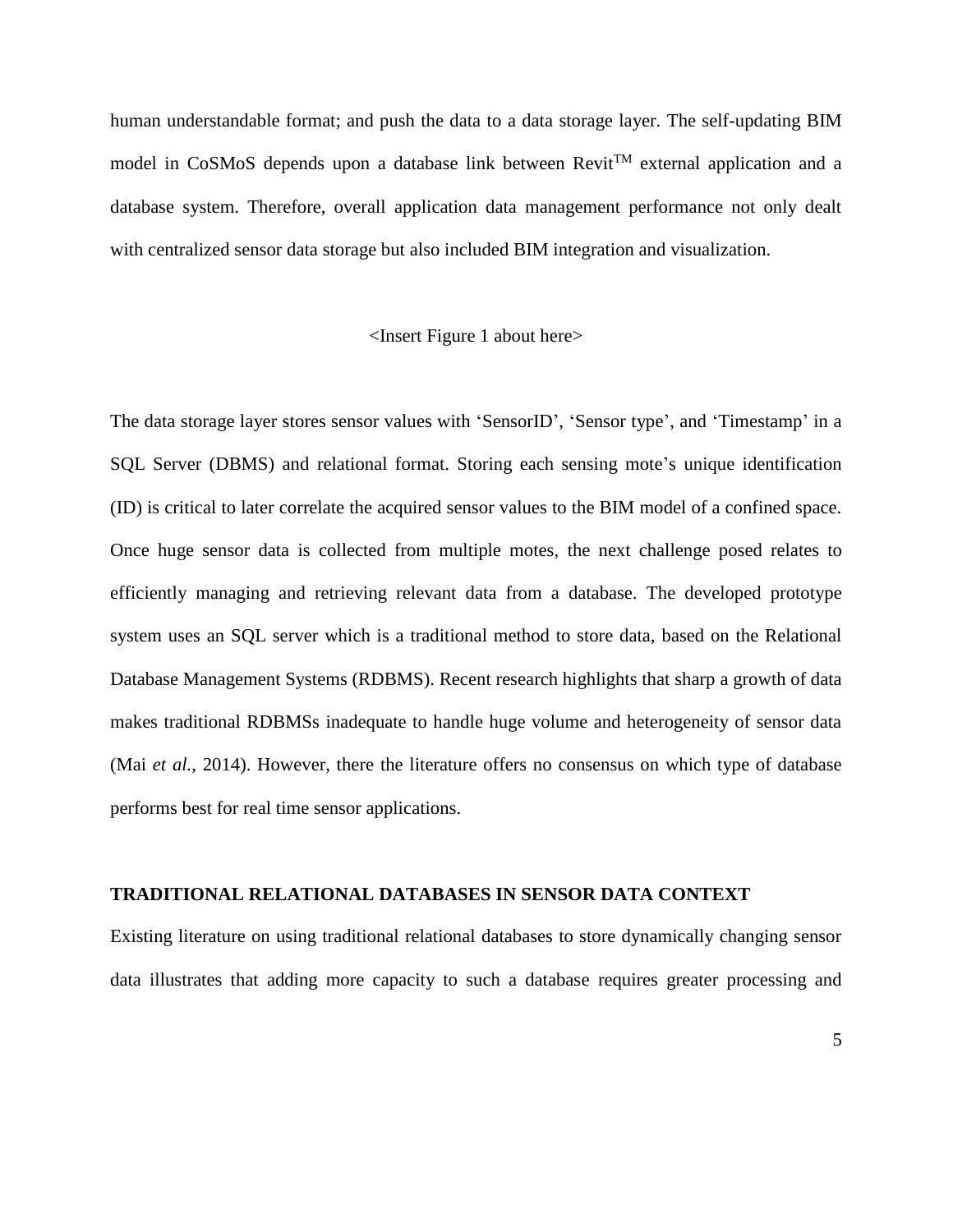human understandable format; and push the data to a data storage layer. The self-updating BIM model in CoSMoS depends upon a database link between Revit$^{TM}$ external application and a database system. Therefore, overall application data management performance not only dealt with centralized sensor data storage but also included BIM integration and visualization.

<Insert Figure 1 about here>

The data storage layer stores sensor values with 'SensorID', 'Sensor type', and 'Timestamp' in a SQL Server (DBMS) and relational format. Storing each sensing mote's unique identification (ID) is critical to later correlate the acquired sensor values to the BIM model of a confined space. Once huge sensor data is collected from multiple motes, the next challenge posed relates to efficiently managing and retrieving relevant data from a database. The developed prototype system uses an SQL server which is a traditional method to store data, based on the Relational Database Management Systems (RDBMS). Recent research highlights that sharp a growth of data makes traditional RDBMSs inadequate to handle huge volume and heterogeneity of sensor data (Mai *et al.,* 2014). However, there the literature offers no consensus on which type of database performs best for real time sensor applications.

## TRADITIONAL RELATIONAL DATABASES IN SENSOR DATA CONTEXT

Existing literature on using traditional relational databases to store dynamically changing sensor data illustrates that adding more capacity to such a database requires greater processing and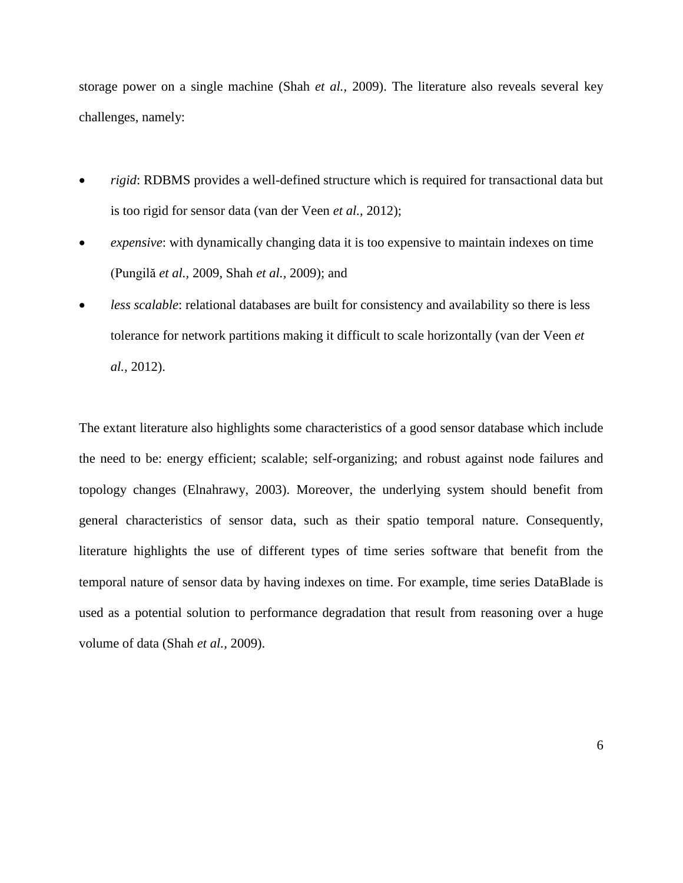storage power on a single machine (Shah *et al.*, 2009). The literature also reveals several key challenges, namely:

- *rigid*: RDBMS provides a well-defined structure which is required for transactional data but is too rigid for sensor data (van der Veen *et al.*, 2012);
- *expensive*: with dynamically changing data it is too expensive to maintain indexes on time (Pungilă *et al.*, 2009, Shah *et al.*, 2009); and
- *less scalable*: relational databases are built for consistency and availability so there is less tolerance for network partitions making it difficult to scale horizontally (van der Veen *et al.*, 2012).

The extant literature also highlights some characteristics of a good sensor database which include the need to be: energy efficient; scalable; self-organizing; and robust against node failures and topology changes (Elnahrawy, 2003). Moreover, the underlying system should benefit from general characteristics of sensor data, such as their spatio temporal nature. Consequently, literature highlights the use of different types of time series software that benefit from the temporal nature of sensor data by having indexes on time. For example, time series DataBlade is used as a potential solution to performance degradation that result from reasoning over a huge volume of data (Shah *et al.*, 2009).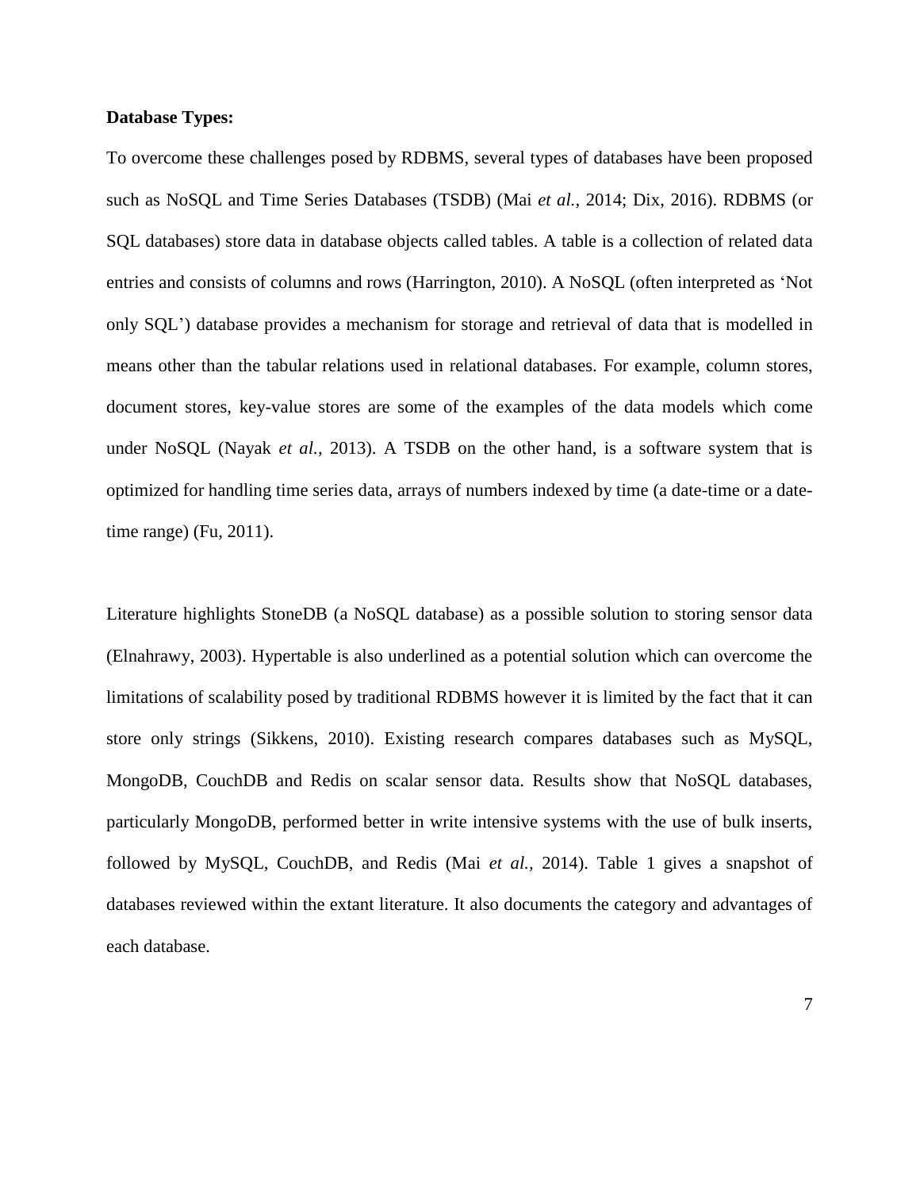**Database Types:**

To overcome these challenges posed by RDBMS, several types of databases have been proposed such as NoSQL and Time Series Databases (TSDB) (Mai *et al.*, 2014; Dix, 2016). RDBMS (or SQL databases) store data in database objects called tables. A table is a collection of related data entries and consists of columns and rows (Harrington, 2010). A NoSQL (often interpreted as 'Not only SQL') database provides a mechanism for storage and retrieval of data that is modelled in means other than the tabular relations used in relational databases. For example, column stores, document stores, key-value stores are some of the examples of the data models which come under NoSQL (Nayak *et al.*, 2013). A TSDB on the other hand, is a software system that is optimized for handling time series data, arrays of numbers indexed by time (a date-time or a date-time range) (Fu, 2011).

Literature highlights StoneDB (a NoSQL database) as a possible solution to storing sensor data (Elnahrawy, 2003). Hypertable is also underlined as a potential solution which can overcome the limitations of scalability posed by traditional RDBMS however it is limited by the fact that it can store only strings (Sikkens, 2010). Existing research compares databases such as MySQL, MongoDB, CouchDB and Redis on scalar sensor data. Results show that NoSQL databases, particularly MongoDB, performed better in write intensive systems with the use of bulk inserts, followed by MySQL, CouchDB, and Redis (Mai *et al.*, 2014). Table 1 gives a snapshot of databases reviewed within the extant literature. It also documents the category and advantages of each database.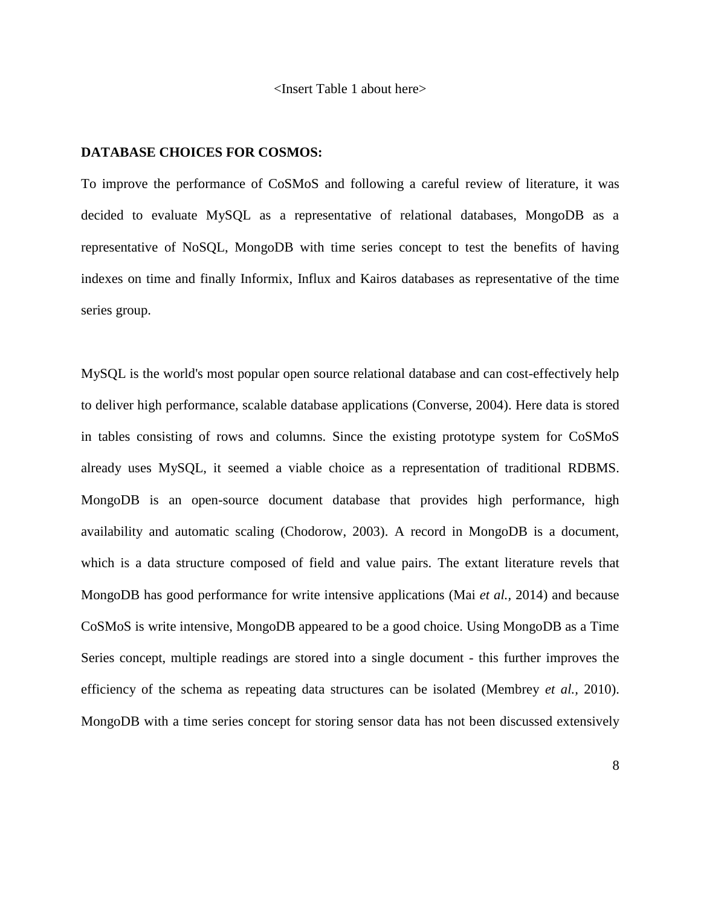<Insert Table 1 about here>

**DATABASE CHOICES FOR COSMOS:**

To improve the performance of CoSMoS and following a careful review of literature, it was decided to evaluate MySQL as a representative of relational databases, MongoDB as a representative of NoSQL, MongoDB with time series concept to test the benefits of having indexes on time and finally Informix, Influx and Kairos databases as representative of the time series group.

MySQL is the world's most popular open source relational database and can cost-effectively help to deliver high performance, scalable database applications (Converse, 2004). Here data is stored in tables consisting of rows and columns. Since the existing prototype system for CoSMoS already uses MySQL, it seemed a viable choice as a representation of traditional RDBMS. MongoDB is an open-source document database that provides high performance, high availability and automatic scaling (Chodorow, 2003). A record in MongoDB is a document, which is a data structure composed of field and value pairs. The extant literature revels that MongoDB has good performance for write intensive applications (Mai *et al.*, 2014) and because CoSMoS is write intensive, MongoDB appeared to be a good choice. Using MongoDB as a Time Series concept, multiple readings are stored into a single document - this further improves the efficiency of the schema as repeating data structures can be isolated (Membrey *et al.*, 2010). MongoDB with a time series concept for storing sensor data has not been discussed extensively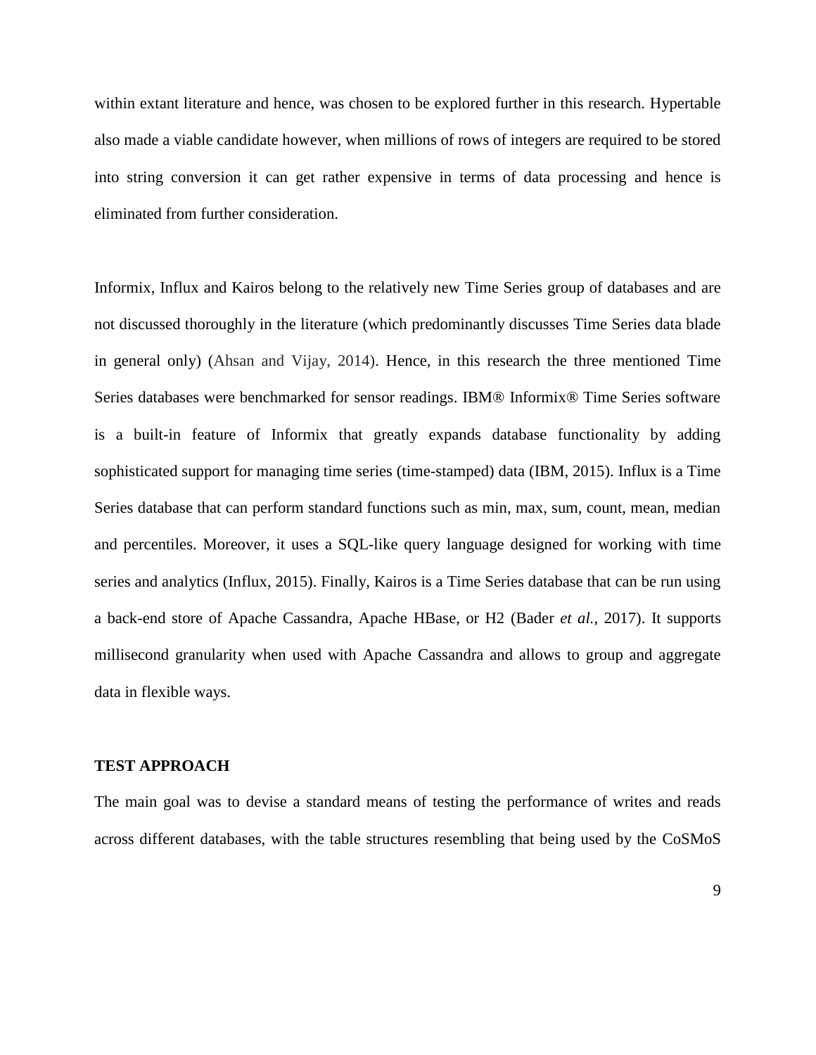within extant literature and hence, was chosen to be explored further in this research. Hypertable also made a viable candidate however, when millions of rows of integers are required to be stored into string conversion it can get rather expensive in terms of data processing and hence is eliminated from further consideration.

Informix, Influx and Kairos belong to the relatively new Time Series group of databases and are not discussed thoroughly in the literature (which predominantly discusses Time Series data blade in general only) (Ahsan and Vijay, 2014). Hence, in this research the three mentioned Time Series databases were benchmarked for sensor readings. IBM® Informix® Time Series software is a built-in feature of Informix that greatly expands database functionality by adding sophisticated support for managing time series (time-stamped) data (IBM, 2015). Influx is a Time Series database that can perform standard functions such as min, max, sum, count, mean, median and percentiles. Moreover, it uses a SQL-like query language designed for working with time series and analytics (Influx, 2015). Finally, Kairos is a Time Series database that can be run using a back-end store of Apache Cassandra, Apache HBase, or H2 (Bader *et al.*, 2017). It supports millisecond granularity when used with Apache Cassandra and allows to group and aggregate data in flexible ways.

## TEST APPROACH

The main goal was to devise a standard means of testing the performance of writes and reads across different databases, with the table structures resembling that being used by the CoSMoS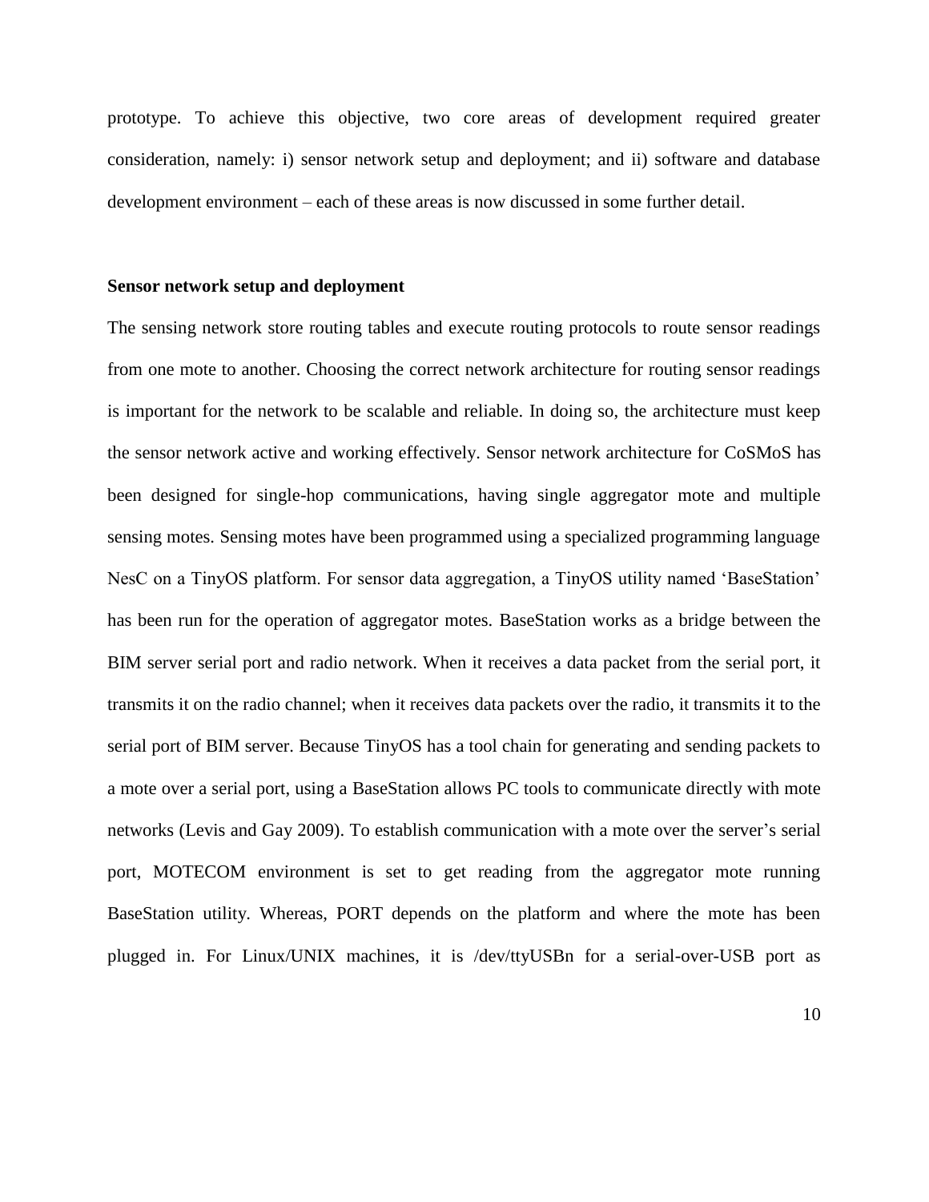prototype. To achieve this objective, two core areas of development required greater consideration, namely: i) sensor network setup and deployment; and ii) software and database development environment – each of these areas is now discussed in some further detail.

**Sensor network setup and deployment**

The sensing network store routing tables and execute routing protocols to route sensor readings from one mote to another. Choosing the correct network architecture for routing sensor readings is important for the network to be scalable and reliable. In doing so, the architecture must keep the sensor network active and working effectively. Sensor network architecture for CoSMoS has been designed for single-hop communications, having single aggregator mote and multiple sensing motes. Sensing motes have been programmed using a specialized programming language NesC on a TinyOS platform. For sensor data aggregation, a TinyOS utility named 'BaseStation' has been run for the operation of aggregator motes. BaseStation works as a bridge between the BIM server serial port and radio network. When it receives a data packet from the serial port, it transmits it on the radio channel; when it receives data packets over the radio, it transmits it to the serial port of BIM server. Because TinyOS has a tool chain for generating and sending packets to a mote over a serial port, using a BaseStation allows PC tools to communicate directly with mote networks (Levis and Gay 2009). To establish communication with a mote over the server's serial port, MOTECOM environment is set to get reading from the aggregator mote running BaseStation utility. Whereas, PORT depends on the platform and where the mote has been plugged in. For Linux/UNIX machines, it is /dev/ttyUSBn for a serial-over-USB port as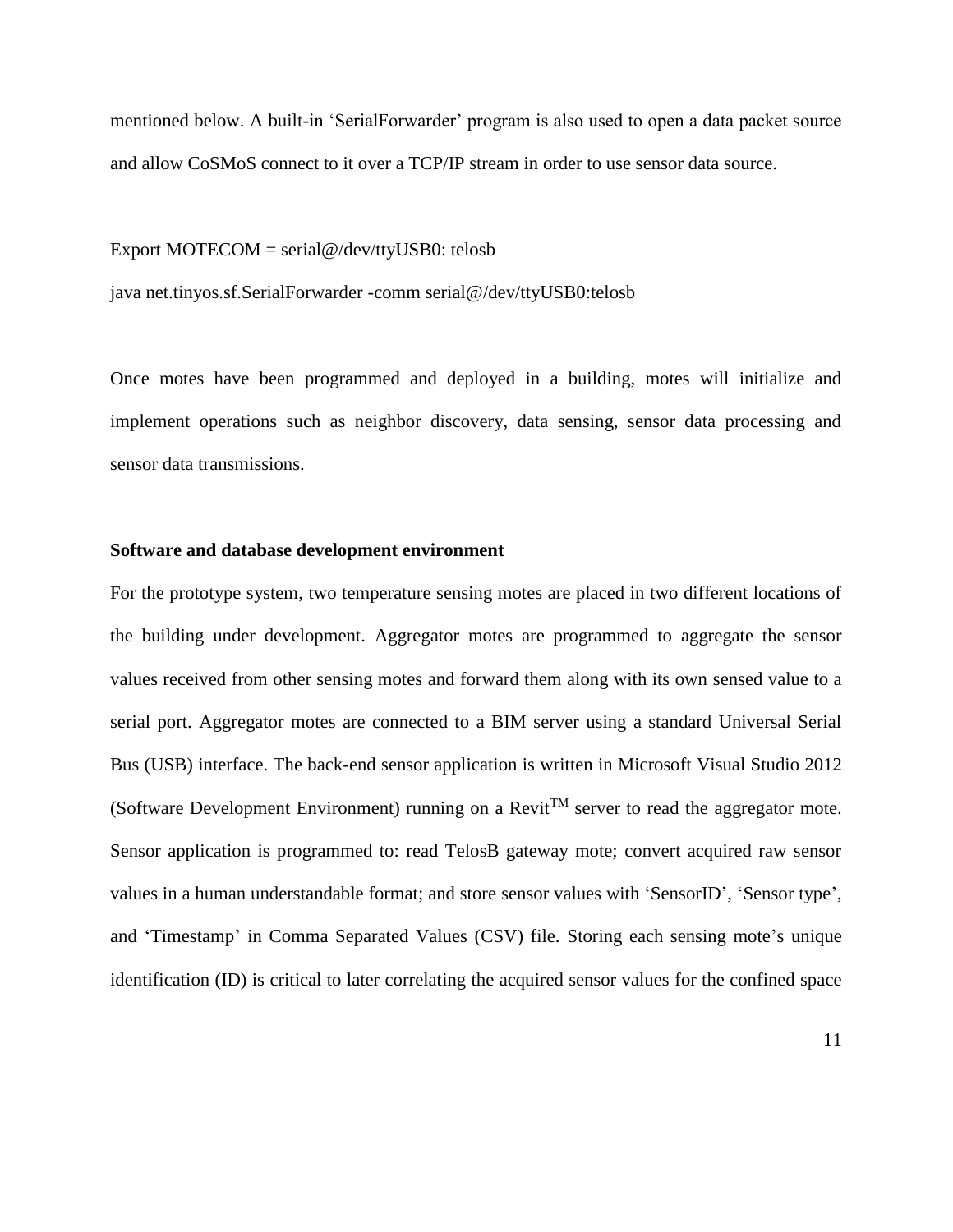mentioned below. A built-in 'SerialForwarder' program is also used to open a data packet source and allow CoSMoS connect to it over a TCP/IP stream in order to use sensor data source.

```
Export MOTECOM = serial@/dev/ttyUSB0: telosb
java net.tinyos.sf.SerialForwarder -comm serial@/dev/ttyUSB0:telosb
```

Once motes have been programmed and deployed in a building, motes will initialize and implement operations such as neighbor discovery, data sensing, sensor data processing and sensor data transmissions.

**Software and database development environment**

For the prototype system, two temperature sensing motes are placed in two different locations of the building under development. Aggregator motes are programmed to aggregate the sensor values received from other sensing motes and forward them along with its own sensed value to a serial port. Aggregator motes are connected to a BIM server using a standard Universal Serial Bus (USB) interface. The back-end sensor application is written in Microsoft Visual Studio 2012 (Software Development Environment) running on a Revit™ server to read the aggregator mote. Sensor application is programmed to: read TelosB gateway mote; convert acquired raw sensor values in a human understandable format; and store sensor values with 'SensorID', 'Sensor type', and 'Timestamp' in Comma Separated Values (CSV) file. Storing each sensing mote's unique identification (ID) is critical to later correlating the acquired sensor values for the confined space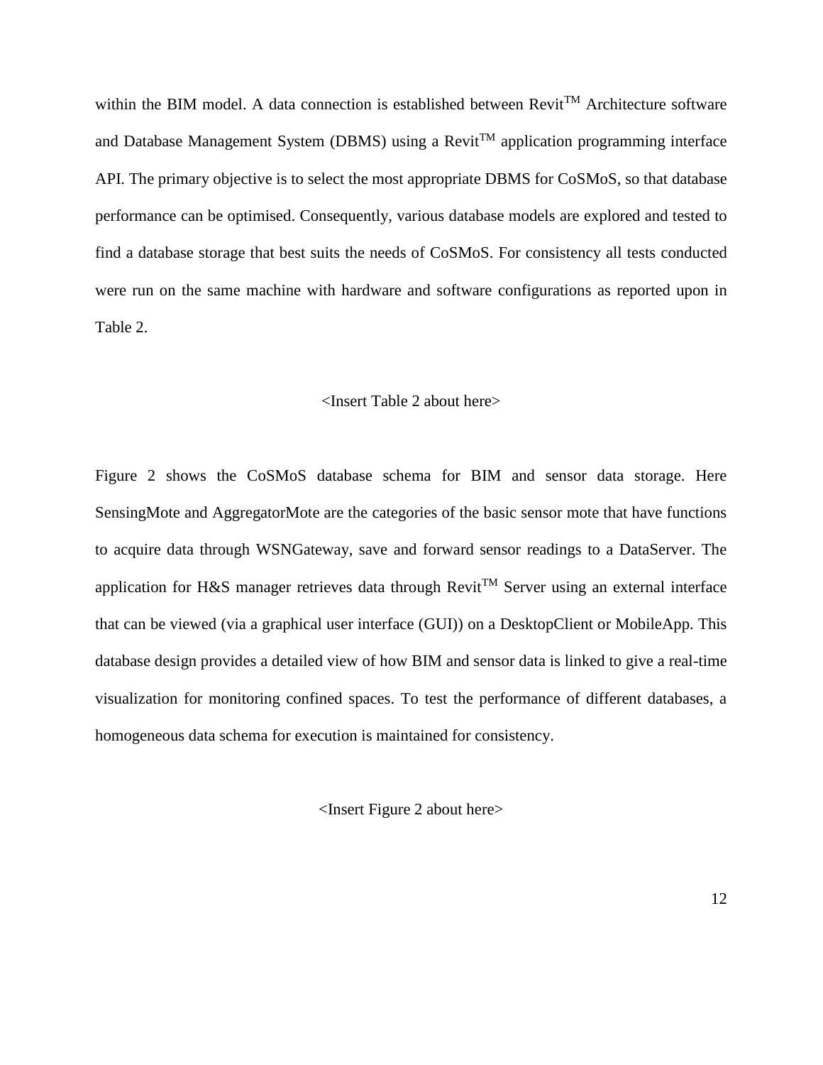within the BIM model. A data connection is established between Revit$^{TM}$ Architecture software and Database Management System (DBMS) using a Revit$^{TM}$ application programming interface API. The primary objective is to select the most appropriate DBMS for CoSMoS, so that database performance can be optimised. Consequently, various database models are explored and tested to find a database storage that best suits the needs of CoSMoS. For consistency all tests conducted were run on the same machine with hardware and software configurations as reported upon in Table 2.

<Insert Table 2 about here>

Figure 2 shows the CoSMoS database schema for BIM and sensor data storage. Here SensingMote and AggregatorMote are the categories of the basic sensor mote that have functions to acquire data through WSNGateway, save and forward sensor readings to a DataServer. The application for H&S manager retrieves data through Revit$^{TM}$ Server using an external interface that can be viewed (via a graphical user interface (GUI)) on a DesktopClient or MobileApp. This database design provides a detailed view of how BIM and sensor data is linked to give a real-time visualization for monitoring confined spaces. To test the performance of different databases, a homogeneous data schema for execution is maintained for consistency.

<Insert Figure 2 about here>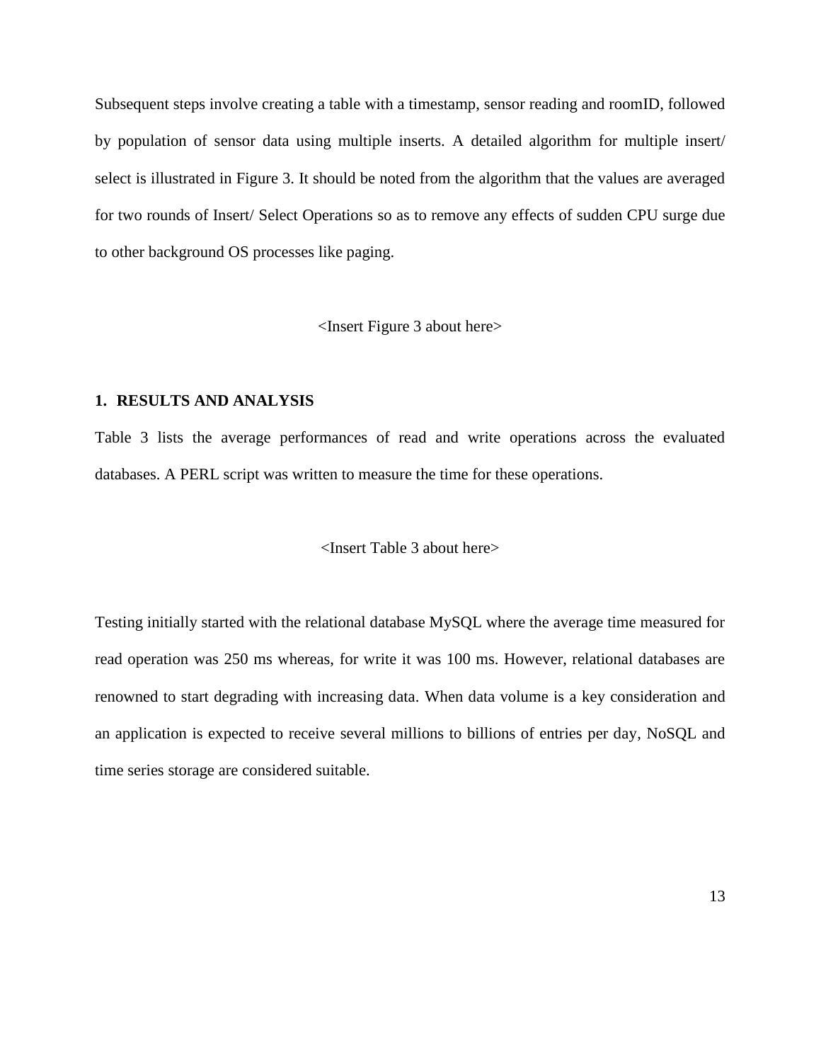Subsequent steps involve creating a table with a timestamp, sensor reading and roomID, followed by population of sensor data using multiple inserts. A detailed algorithm for multiple insert/ select is illustrated in Figure 3. It should be noted from the algorithm that the values are averaged for two rounds of Insert/ Select Operations so as to remove any effects of sudden CPU surge due to other background OS processes like paging.

<Insert Figure 3 about here>

## 1. RESULTS AND ANALYSIS

Table 3 lists the average performances of read and write operations across the evaluated databases. A PERL script was written to measure the time for these operations.

<Insert Table 3 about here>

Testing initially started with the relational database MySQL where the average time measured for read operation was 250 ms whereas, for write it was 100 ms. However, relational databases are renowned to start degrading with increasing data. When data volume is a key consideration and an application is expected to receive several millions to billions of entries per day, NoSQL and time series storage are considered suitable.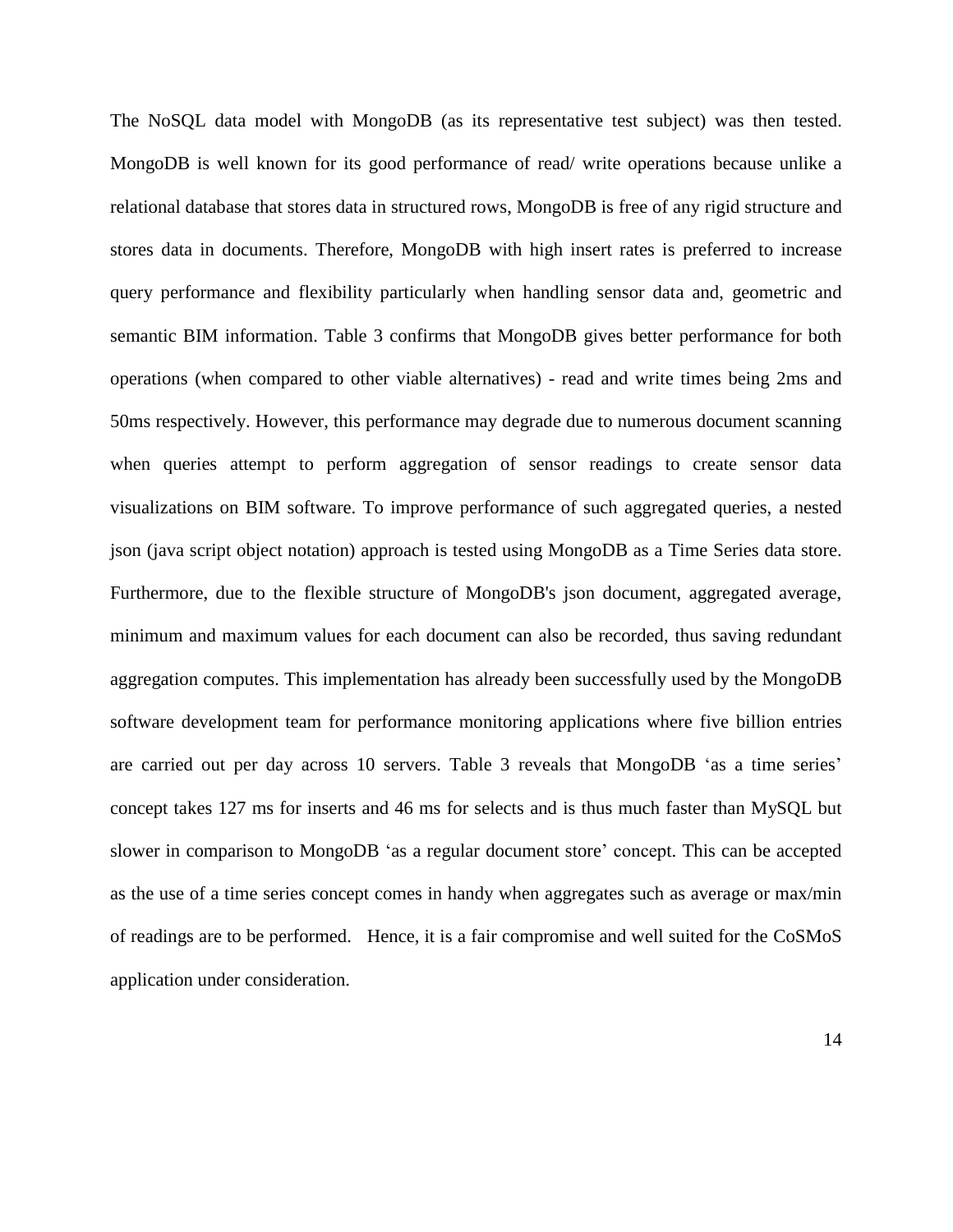The NoSQL data model with MongoDB (as its representative test subject) was then tested. MongoDB is well known for its good performance of read/ write operations because unlike a relational database that stores data in structured rows, MongoDB is free of any rigid structure and stores data in documents. Therefore, MongoDB with high insert rates is preferred to increase query performance and flexibility particularly when handling sensor data and, geometric and semantic BIM information. Table 3 confirms that MongoDB gives better performance for both operations (when compared to other viable alternatives) - read and write times being 2ms and 50ms respectively. However, this performance may degrade due to numerous document scanning when queries attempt to perform aggregation of sensor readings to create sensor data visualizations on BIM software. To improve performance of such aggregated queries, a nested json (java script object notation) approach is tested using MongoDB as a Time Series data store. Furthermore, due to the flexible structure of MongoDB's json document, aggregated average, minimum and maximum values for each document can also be recorded, thus saving redundant aggregation computes. This implementation has already been successfully used by the MongoDB software development team for performance monitoring applications where five billion entries are carried out per day across 10 servers. Table 3 reveals that MongoDB 'as a time series' concept takes 127 ms for inserts and 46 ms for selects and is thus much faster than MySQL but slower in comparison to MongoDB 'as a regular document store' concept. This can be accepted as the use of a time series concept comes in handy when aggregates such as average or max/min of readings are to be performed. Hence, it is a fair compromise and well suited for the CoSMoS application under consideration.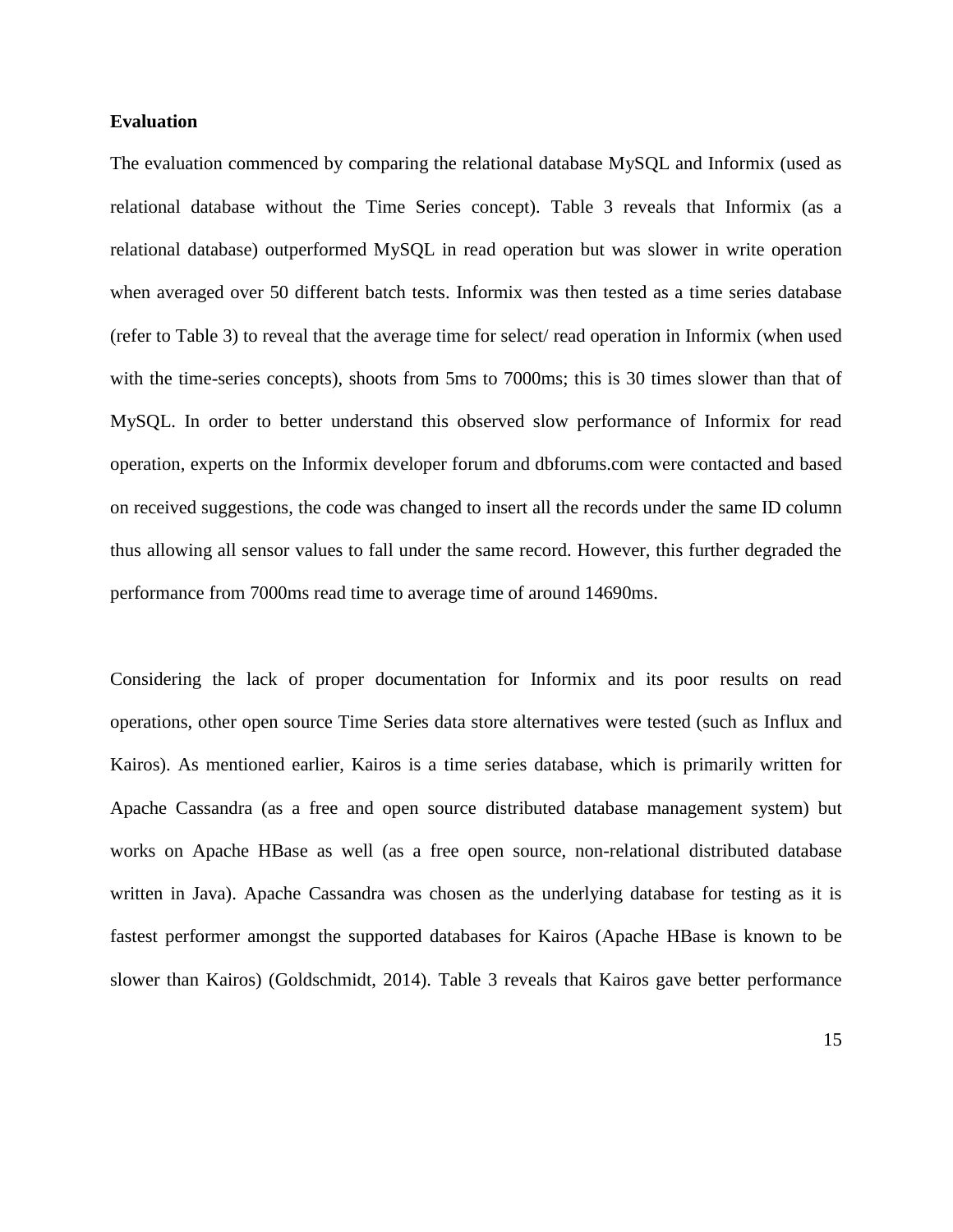**Evaluation**

The evaluation commenced by comparing the relational database MySQL and Informix (used as relational database without the Time Series concept). Table 3 reveals that Informix (as a relational database) outperformed MySQL in read operation but was slower in write operation when averaged over 50 different batch tests. Informix was then tested as a time series database (refer to Table 3) to reveal that the average time for select/ read operation in Informix (when used with the time-series concepts), shoots from 5ms to 7000ms; this is 30 times slower than that of MySQL. In order to better understand this observed slow performance of Informix for read operation, experts on the Informix developer forum and dbforums.com were contacted and based on received suggestions, the code was changed to insert all the records under the same ID column thus allowing all sensor values to fall under the same record. However, this further degraded the performance from 7000ms read time to average time of around 14690ms.

Considering the lack of proper documentation for Informix and its poor results on read operations, other open source Time Series data store alternatives were tested (such as Influx and Kairos). As mentioned earlier, Kairos is a time series database, which is primarily written for Apache Cassandra (as a free and open source distributed database management system) but works on Apache HBase as well (as a free open source, non-relational distributed database written in Java). Apache Cassandra was chosen as the underlying database for testing as it is fastest performer amongst the supported databases for Kairos (Apache HBase is known to be slower than Kairos) (Goldschmidt, 2014). Table 3 reveals that Kairos gave better performance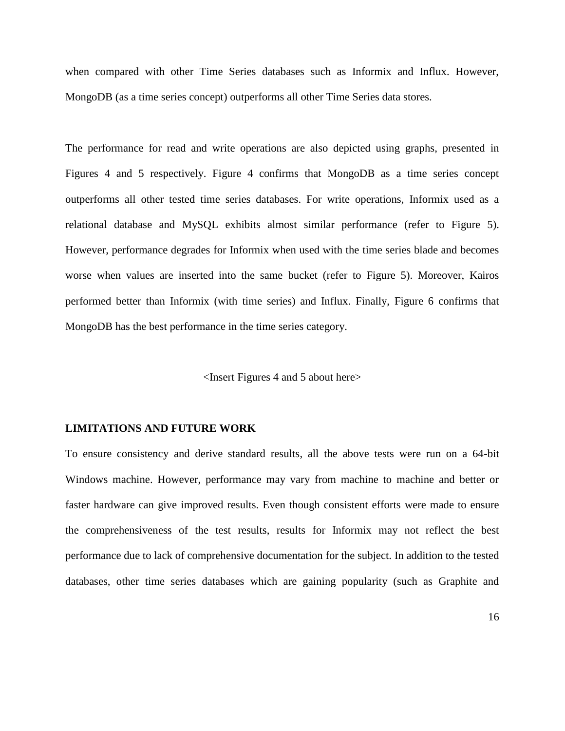when compared with other Time Series databases such as Informix and Influx. However, MongoDB (as a time series concept) outperforms all other Time Series data stores.

The performance for read and write operations are also depicted using graphs, presented in Figures 4 and 5 respectively. Figure 4 confirms that MongoDB as a time series concept outperforms all other tested time series databases. For write operations, Informix used as a relational database and MySQL exhibits almost similar performance (refer to Figure 5). However, performance degrades for Informix when used with the time series blade and becomes worse when values are inserted into the same bucket (refer to Figure 5). Moreover, Kairos performed better than Informix (with time series) and Influx. Finally, Figure 6 confirms that MongoDB has the best performance in the time series category.

<Insert Figures 4 and 5 about here>

## LIMITATIONS AND FUTURE WORK

To ensure consistency and derive standard results, all the above tests were run on a 64-bit Windows machine. However, performance may vary from machine to machine and better or faster hardware can give improved results. Even though consistent efforts were made to ensure the comprehensiveness of the test results, results for Informix may not reflect the best performance due to lack of comprehensive documentation for the subject. In addition to the tested databases, other time series databases which are gaining popularity (such as Graphite and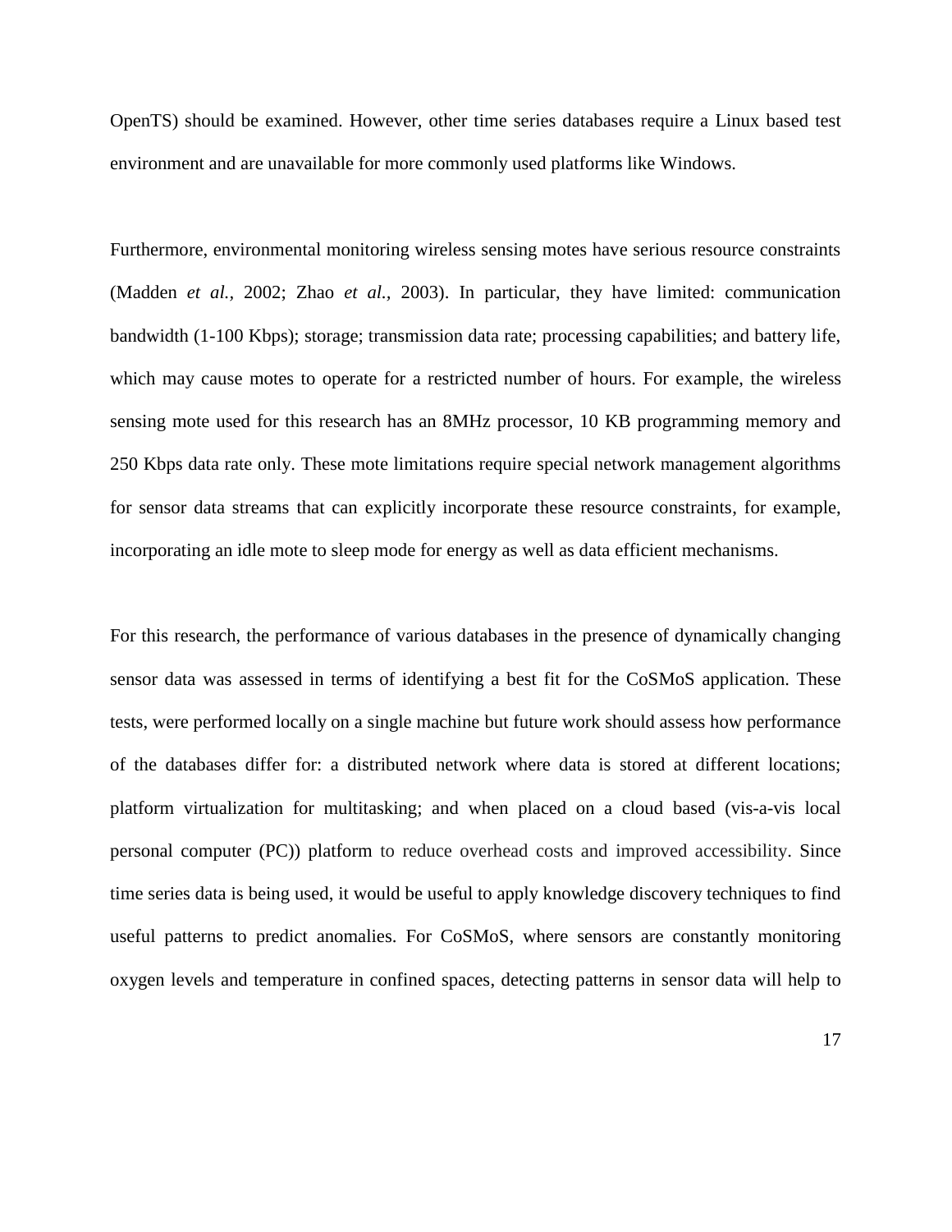OpenTS) should be examined. However, other time series databases require a Linux based test environment and are unavailable for more commonly used platforms like Windows.

Furthermore, environmental monitoring wireless sensing motes have serious resource constraints (Madden *et al.,* 2002; Zhao *et al.,* 2003). In particular, they have limited: communication bandwidth (1-100 Kbps); storage; transmission data rate; processing capabilities; and battery life, which may cause motes to operate for a restricted number of hours. For example, the wireless sensing mote used for this research has an 8MHz processor, 10 KB programming memory and 250 Kbps data rate only. These mote limitations require special network management algorithms for sensor data streams that can explicitly incorporate these resource constraints, for example, incorporating an idle mote to sleep mode for energy as well as data efficient mechanisms.

For this research, the performance of various databases in the presence of dynamically changing sensor data was assessed in terms of identifying a best fit for the CoSMoS application. These tests, were performed locally on a single machine but future work should assess how performance of the databases differ for: a distributed network where data is stored at different locations; platform virtualization for multitasking; and when placed on a cloud based (vis-a-vis local personal computer (PC)) platform to reduce overhead costs and improved accessibility. Since time series data is being used, it would be useful to apply knowledge discovery techniques to find useful patterns to predict anomalies. For CoSMoS, where sensors are constantly monitoring oxygen levels and temperature in confined spaces, detecting patterns in sensor data will help to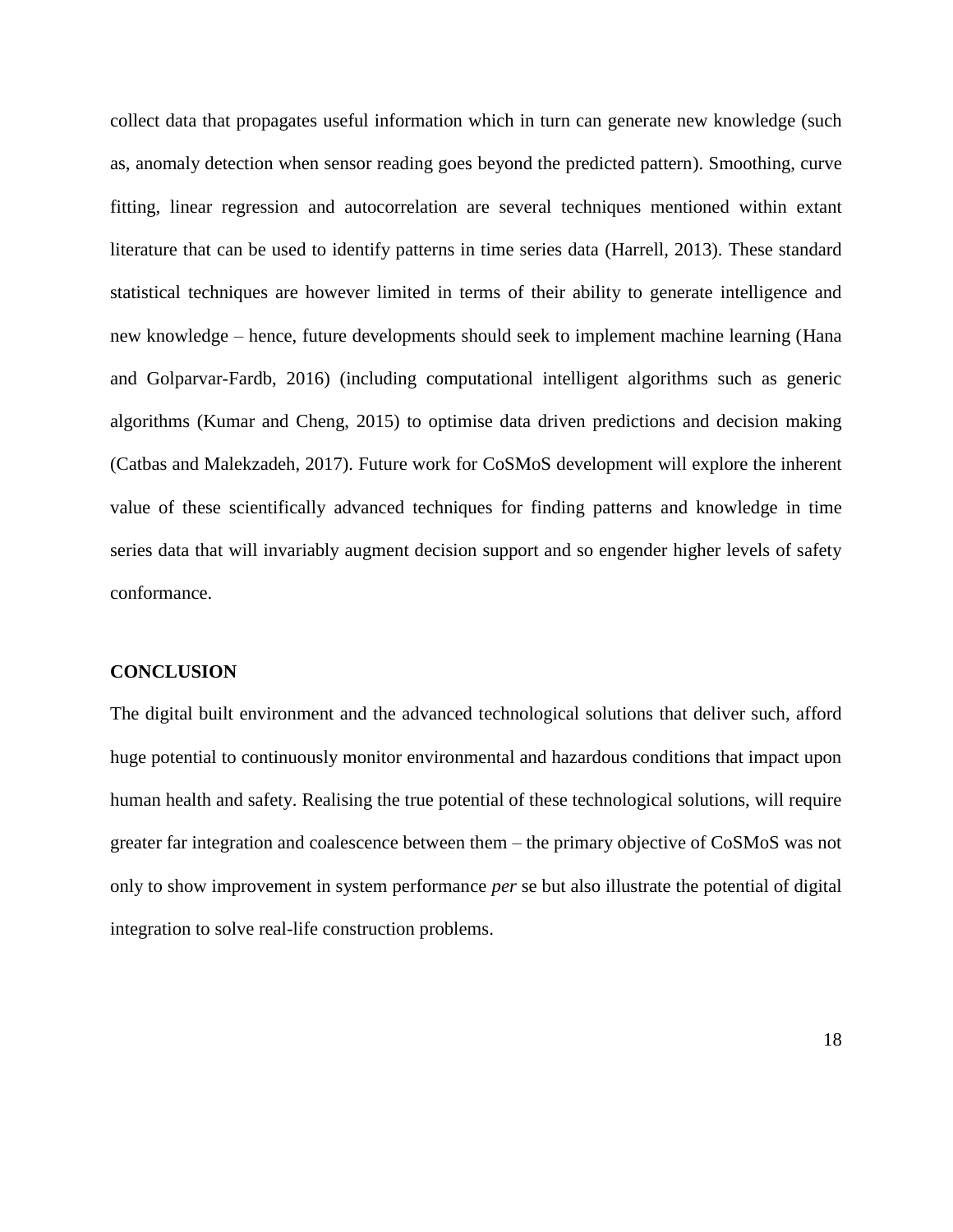collect data that propagates useful information which in turn can generate new knowledge (such as, anomaly detection when sensor reading goes beyond the predicted pattern). Smoothing, curve fitting, linear regression and autocorrelation are several techniques mentioned within extant literature that can be used to identify patterns in time series data (Harrell, 2013). These standard statistical techniques are however limited in terms of their ability to generate intelligence and new knowledge – hence, future developments should seek to implement machine learning (Hana and Golparvar-Fardb, 2016) (including computational intelligent algorithms such as generic algorithms (Kumar and Cheng, 2015) to optimise data driven predictions and decision making (Catbas and Malekzadeh, 2017). Future work for CoSMoS development will explore the inherent value of these scientifically advanced techniques for finding patterns and knowledge in time series data that will invariably augment decision support and so engender higher levels of safety conformance.

## CONCLUSION

The digital built environment and the advanced technological solutions that deliver such, afford huge potential to continuously monitor environmental and hazardous conditions that impact upon human health and safety. Realising the true potential of these technological solutions, will require greater far integration and coalescence between them – the primary objective of CoSMoS was not only to show improvement in system performance *per* se but also illustrate the potential of digital integration to solve real-life construction problems.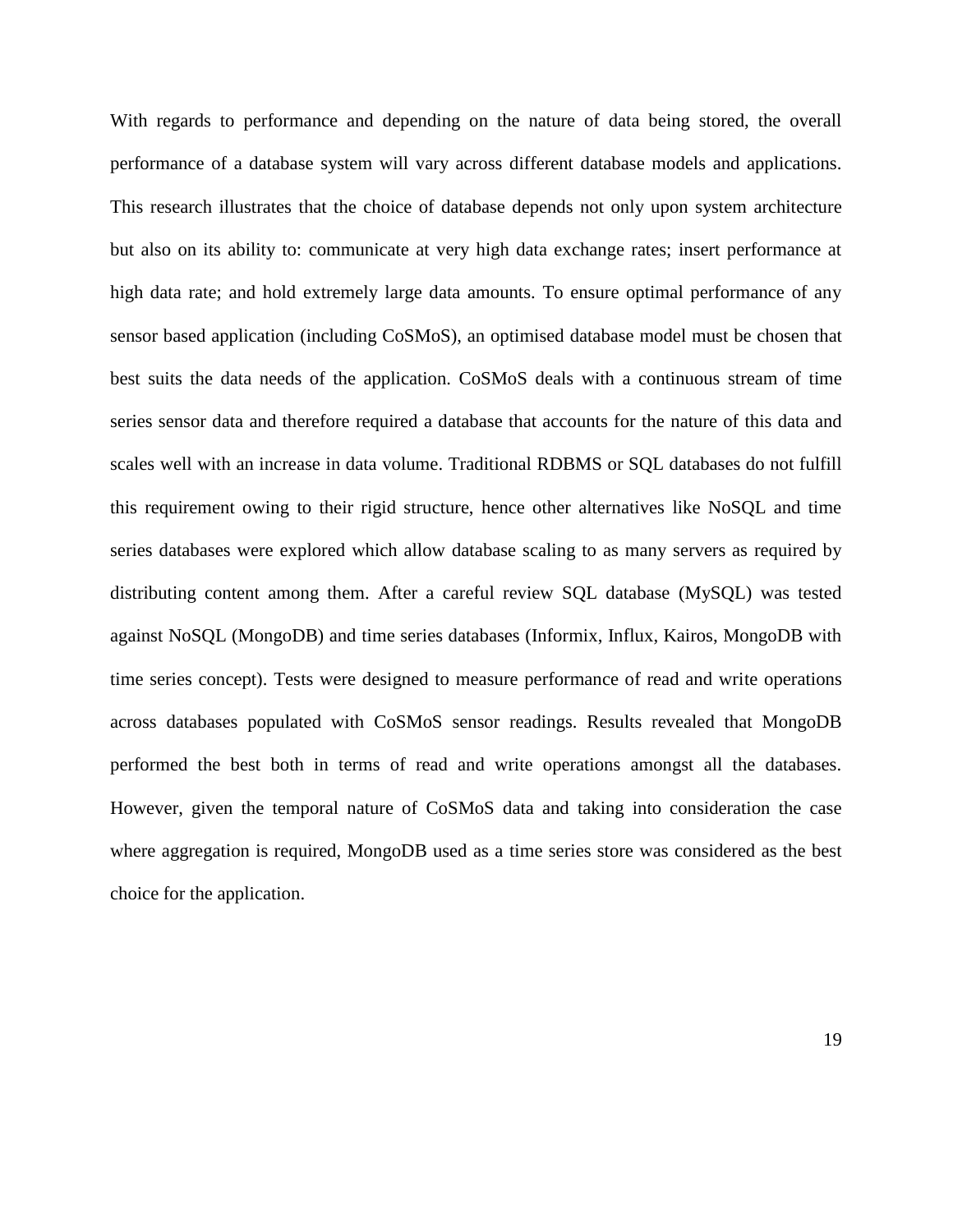With regards to performance and depending on the nature of data being stored, the overall performance of a database system will vary across different database models and applications. This research illustrates that the choice of database depends not only upon system architecture but also on its ability to: communicate at very high data exchange rates; insert performance at high data rate; and hold extremely large data amounts. To ensure optimal performance of any sensor based application (including CoSMoS), an optimised database model must be chosen that best suits the data needs of the application. CoSMoS deals with a continuous stream of time series sensor data and therefore required a database that accounts for the nature of this data and scales well with an increase in data volume. Traditional RDBMS or SQL databases do not fulfill this requirement owing to their rigid structure, hence other alternatives like NoSQL and time series databases were explored which allow database scaling to as many servers as required by distributing content among them. After a careful review SQL database (MySQL) was tested against NoSQL (MongoDB) and time series databases (Informix, Influx, Kairos, MongoDB with time series concept). Tests were designed to measure performance of read and write operations across databases populated with CoSMoS sensor readings. Results revealed that MongoDB performed the best both in terms of read and write operations amongst all the databases. However, given the temporal nature of CoSMoS data and taking into consideration the case where aggregation is required, MongoDB used as a time series store was considered as the best choice for the application.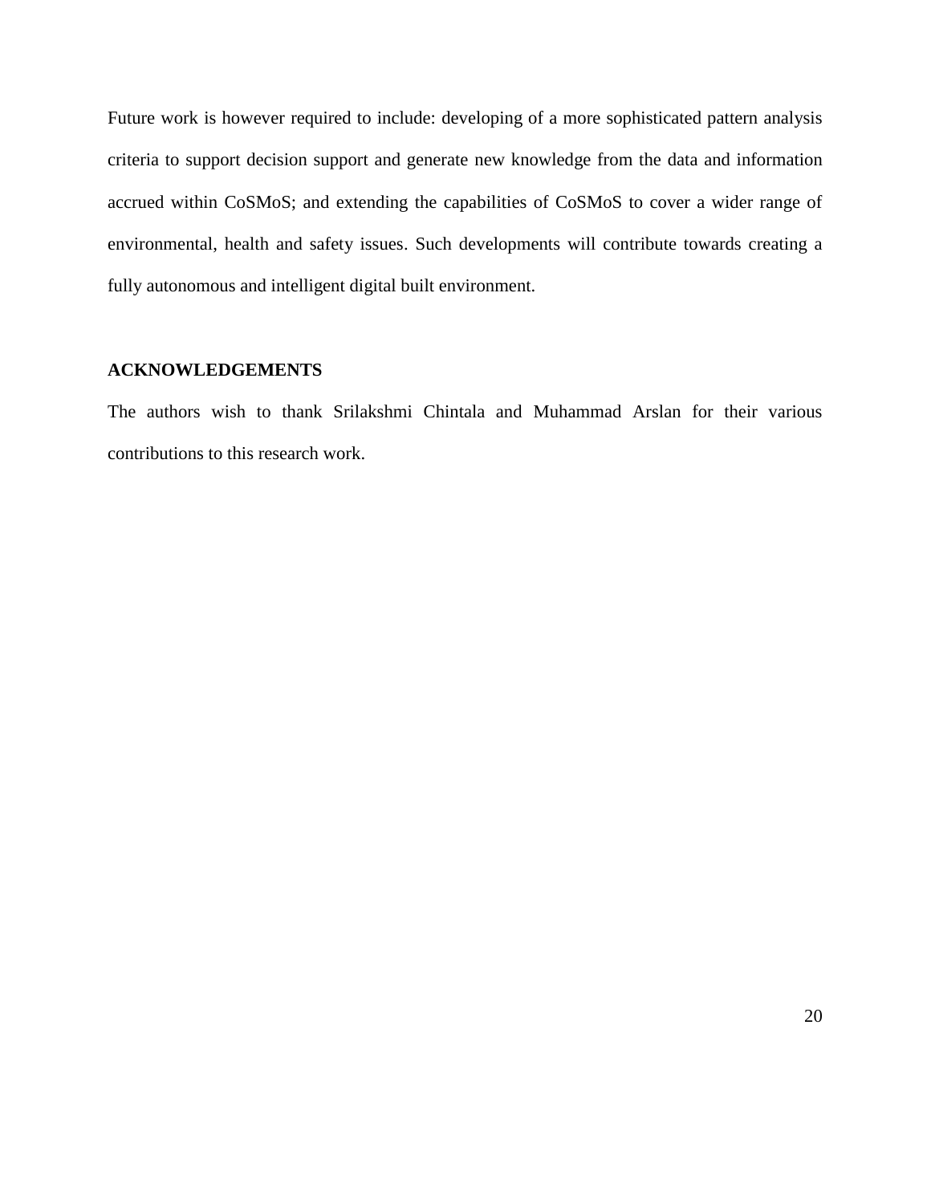Future work is however required to include: developing of a more sophisticated pattern analysis criteria to support decision support and generate new knowledge from the data and information accrued within CoSMoS; and extending the capabilities of CoSMoS to cover a wider range of environmental, health and safety issues. Such developments will contribute towards creating a fully autonomous and intelligent digital built environment.

## ACKNOWLEDGEMENTS

The authors wish to thank Srilakshmi Chintala and Muhammad Arslan for their various contributions to this research work.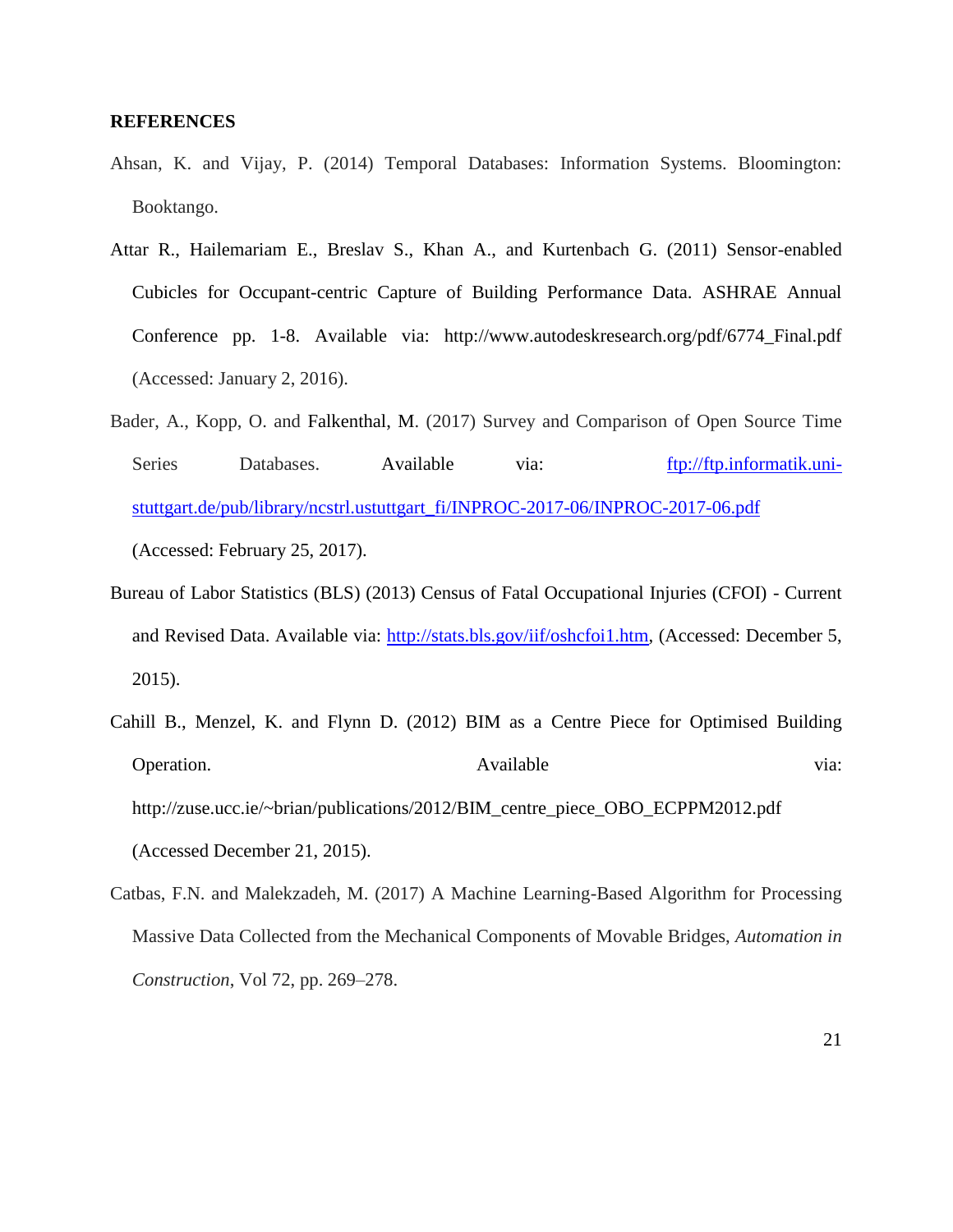**REFERENCES**

Ahsan, K. and Vijay, P. (2014) Temporal Databases: Information Systems. Bloomington: Booktango.

Attar R., Hailemariam E., Breslav S., Khan A., and Kurtenbach G. (2011) Sensor-enabled Cubicles for Occupant-centric Capture of Building Performance Data. ASHRAE Annual Conference pp. 1-8. Available via: http://www.autodeskresearch.org/pdf/6774_Final.pdf (Accessed: January 2, 2016).

Bader, A., Kopp, O. and Falkenthal, M. (2017) Survey and Comparison of Open Source Time Series Databases. Available via: [ftp://ftp.informatik.uni-stuttgart.de/pub/library/ncstrl.ustuttgart_fi/INPROC-2017-06/INPROC-2017-06.pdf](ftp://ftp.informatik.uni-stuttgart.de/pub/library/ncstrl.ustuttgart_fi/INPROC-2017-06/INPROC-2017-06.pdf) (Accessed: February 25, 2017).

Bureau of Labor Statistics (BLS) (2013) Census of Fatal Occupational Injuries (CFOI) - Current and Revised Data. Available via: [http://stats.bls.gov/iif/oshcfoi1.htm](http://stats.bls.gov/iif/oshcfoi1.htm), (Accessed: December 5, 2015).

Cahill B., Menzel, K. and Flynn D. (2012) BIM as a Centre Piece for Optimised Building Operation. Available via: http://zuse.ucc.ie/~brian/publications/2012/BIM_centre_piece_OBO_ECPPM2012.pdf (Accessed December 21, 2015).

Catbas, F.N. and Malekzadeh, M. (2017) A Machine Learning-Based Algorithm for Processing Massive Data Collected from the Mechanical Components of Movable Bridges, *Automation in Construction*, Vol 72, pp. 269–278.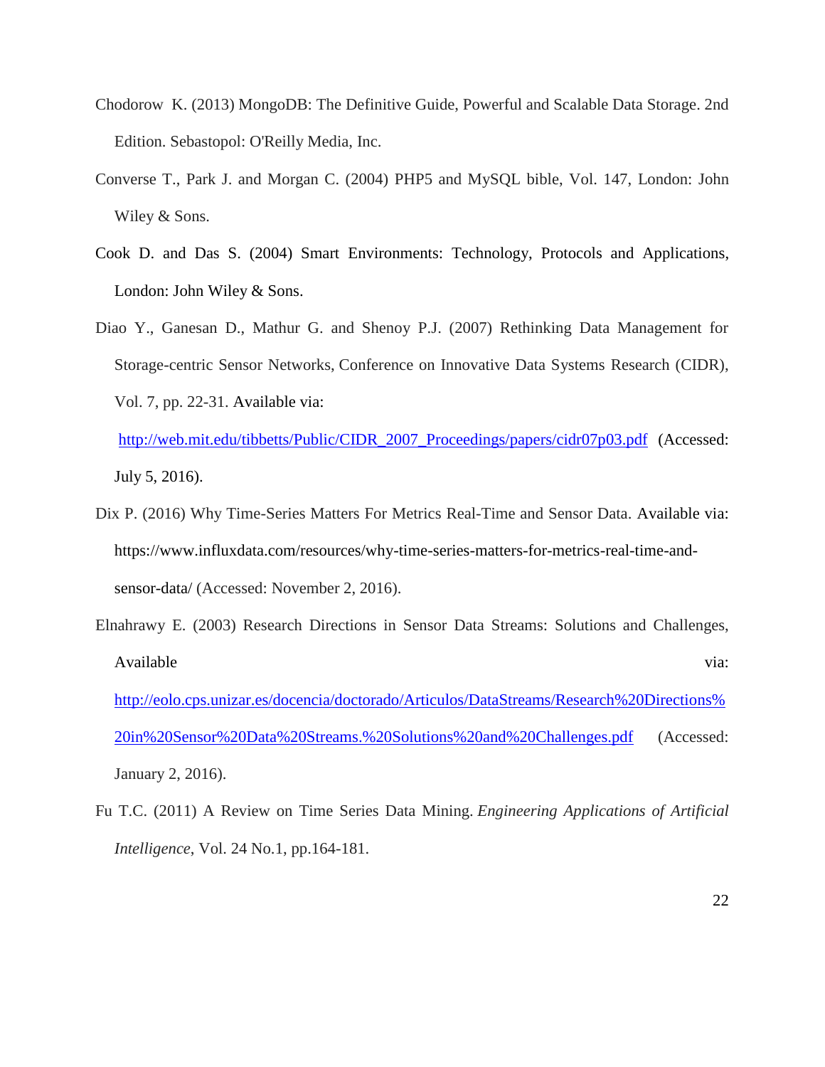Chodorow K. (2013) MongoDB: The Definitive Guide, Powerful and Scalable Data Storage. 2nd Edition. Sebastopol: O'Reilly Media, Inc.

Converse T., Park J. and Morgan C. (2004) PHP5 and MySQL bible, Vol. 147, London: John Wiley & Sons.

Cook D. and Das S. (2004) Smart Environments: Technology, Protocols and Applications, London: John Wiley & Sons.

Diao Y., Ganesan D., Mathur G. and Shenoy P.J. (2007) Rethinking Data Management for Storage-centric Sensor Networks, Conference on Innovative Data Systems Research (CIDR), Vol. 7, pp. 22-31. Available via: http://web.mit.edu/tibbetts/Public/CIDR_2007_Proceedings/papers/cidr07p03.pdf (Accessed: July 5, 2016).

Dix P. (2016) Why Time-Series Matters For Metrics Real-Time and Sensor Data. Available via: https://www.influxdata.com/resources/why-time-series-matters-for-metrics-real-time-and-sensor-data/ (Accessed: November 2, 2016).

Elnahrawy E. (2003) Research Directions in Sensor Data Streams: Solutions and Challenges, Available via: http://eolo.cps.unizar.es/docencia/doctorado/Articulos/DataStreams/Research%20Directions%20in%20Sensor%20Data%20Streams.%20Solutions%20and%20Challenges.pdf (Accessed: January 2, 2016).

Fu T.C. (2011) A Review on Time Series Data Mining. *Engineering Applications of Artificial Intelligence*, Vol. 24 No.1, pp.164-181.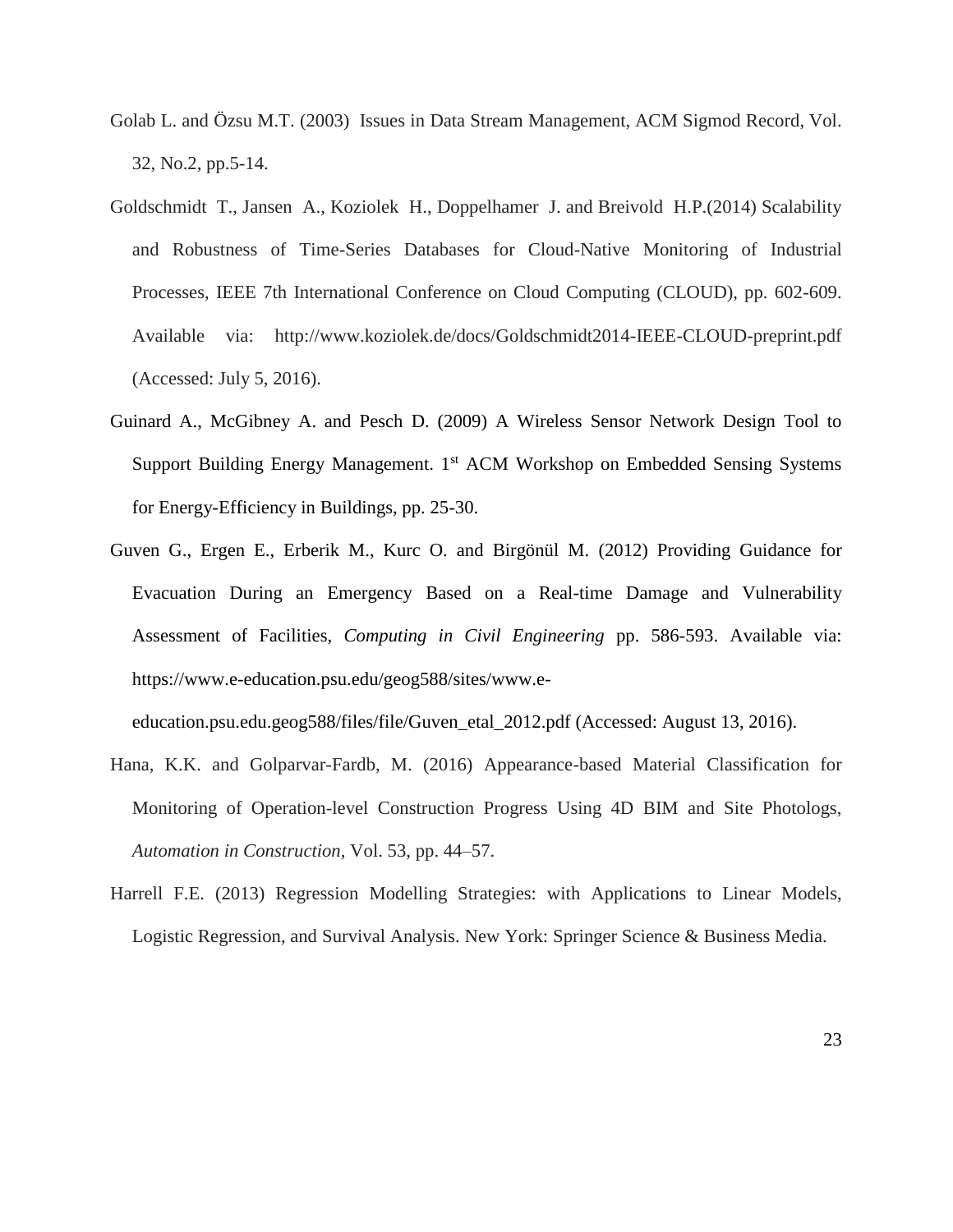Golab L. and Özsu M.T. (2003) Issues in Data Stream Management, ACM Sigmod Record, Vol. 32, No.2, pp.5-14.

Goldschmidt T., Jansen A., Koziolek H., Doppelhamer J. and Breivold H.P.(2014) Scalability and Robustness of Time-Series Databases for Cloud-Native Monitoring of Industrial Processes, IEEE 7th International Conference on Cloud Computing (CLOUD), pp. 602-609. Available via: http://www.koziolek.de/docs/Goldschmidt2014-IEEE-CLOUD-preprint.pdf (Accessed: July 5, 2016).

Guinard A., McGibney A. and Pesch D. (2009) A Wireless Sensor Network Design Tool to Support Building Energy Management. 1st ACM Workshop on Embedded Sensing Systems for Energy-Efficiency in Buildings, pp. 25-30.

Guven G., Ergen E., Erberik M., Kurc O. and Birgönül M. (2012) Providing Guidance for Evacuation During an Emergency Based on a Real-time Damage and Vulnerability Assessment of Facilities, *Computing in Civil Engineering* pp. 586-593. Available via: https://www.e-education.psu.edu/geog588/sites/www.e-education.psu.edu.geog588/files/file/Guven_etal_2012.pdf (Accessed: August 13, 2016).

Hana, K.K. and Golparvar-Fardb, M. (2016) Appearance-based Material Classification for Monitoring of Operation-level Construction Progress Using 4D BIM and Site Photologs, *Automation in Construction*, Vol. 53, pp. 44–57.

Harrell F.E. (2013) Regression Modelling Strategies: with Applications to Linear Models, Logistic Regression, and Survival Analysis. New York: Springer Science & Business Media.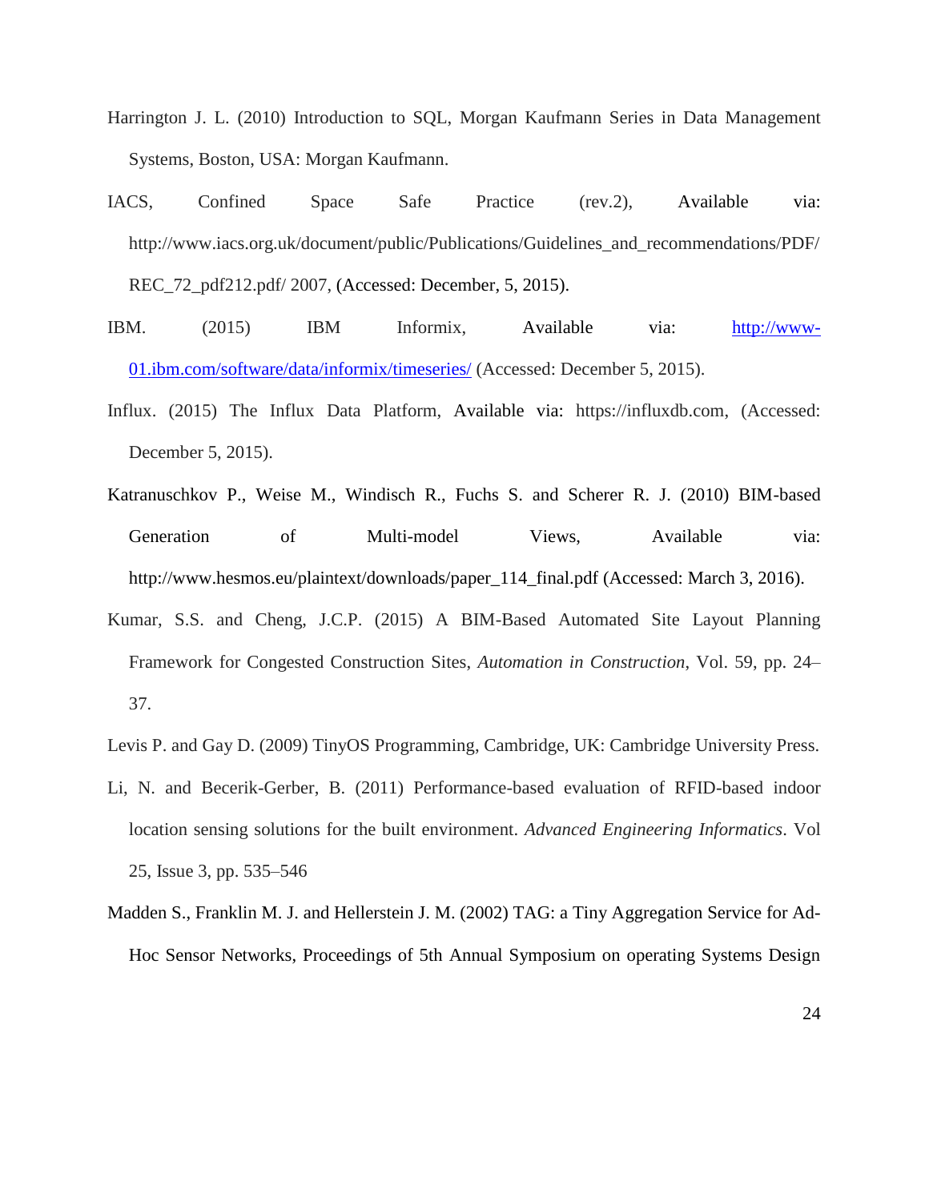Harrington J. L. (2010) Introduction to SQL, Morgan Kaufmann Series in Data Management Systems, Boston, USA: Morgan Kaufmann.

IACS, Confined Space Safe Practice (rev.2), Available via: http://www.iacs.org.uk/document/public/Publications/Guidelines_and_recommendations/PDF/REC_72_pdf212.pdf/ 2007, (Accessed: December, 5, 2015).

IBM. (2015) IBM Informix, Available via: [http://www-01.ibm.com/software/data/informix/timeseries/](http://www-01.ibm.com/software/data/informix/timeseries/) (Accessed: December 5, 2015).

Influx. (2015) The Influx Data Platform, Available via: https://influxdb.com, (Accessed: December 5, 2015).

Katranuschkov P., Weise M., Windisch R., Fuchs S. and Scherer R. J. (2010) BIM-based Generation of Multi-model Views, Available via: http://www.hesmos.eu/plaintext/downloads/paper_114_final.pdf (Accessed: March 3, 2016).

Kumar, S.S. and Cheng, J.C.P. (2015) A BIM-Based Automated Site Layout Planning Framework for Congested Construction Sites, *Automation in Construction*, Vol. 59, pp. 24–37.

Levis P. and Gay D. (2009) TinyOS Programming, Cambridge, UK: Cambridge University Press.

Li, N. and Becerik-Gerber, B. (2011) Performance-based evaluation of RFID-based indoor location sensing solutions for the built environment. *Advanced Engineering Informatics*. Vol 25, Issue 3, pp. 535–546

Madden S., Franklin M. J. and Hellerstein J. M. (2002) TAG: a Tiny Aggregation Service for Ad-Hoc Sensor Networks, Proceedings of 5th Annual Symposium on operating Systems Design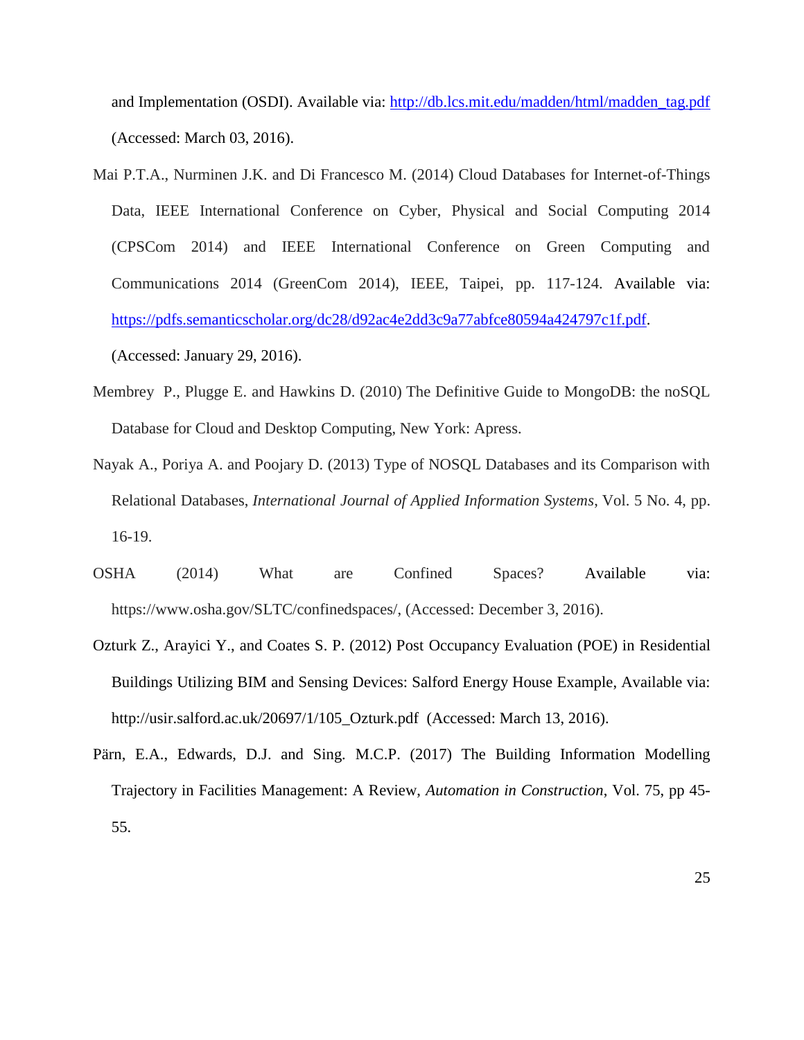and Implementation (OSDI). Available via: http://db.lcs.mit.edu/madden/html/madden_tag.pdf (Accessed: March 03, 2016).

Mai P.T.A., Nurminen J.K. and Di Francesco M. (2014) Cloud Databases for Internet-of-Things Data, IEEE International Conference on Cyber, Physical and Social Computing 2014 (CPSCom 2014) and IEEE International Conference on Green Computing and Communications 2014 (GreenCom 2014), IEEE, Taipei, pp. 117-124. Available via: https://pdfs.semanticscholar.org/dc28/d92ac4e2dd3c9a77abfce80594a424797c1f.pdf. (Accessed: January 29, 2016).

Membrey P., Plugge E. and Hawkins D. (2010) The Definitive Guide to MongoDB: the noSQL Database for Cloud and Desktop Computing, New York: Apress.

Nayak A., Poriya A. and Poojary D. (2013) Type of NOSQL Databases and its Comparison with Relational Databases, *International Journal of Applied Information Systems*, Vol. 5 No. 4, pp. 16-19.

OSHA (2014) What are Confined Spaces? Available via: https://www.osha.gov/SLTC/confinedspaces/, (Accessed: December 3, 2016).

Ozturk Z., Arayici Y., and Coates S. P. (2012) Post Occupancy Evaluation (POE) in Residential Buildings Utilizing BIM and Sensing Devices: Salford Energy House Example, Available via: http://usir.salford.ac.uk/20697/1/105_Ozturk.pdf (Accessed: March 13, 2016).

Pärn, E.A., Edwards, D.J. and Sing. M.C.P. (2017) The Building Information Modelling Trajectory in Facilities Management: A Review, *Automation in Construction*, Vol. 75, pp 45-55.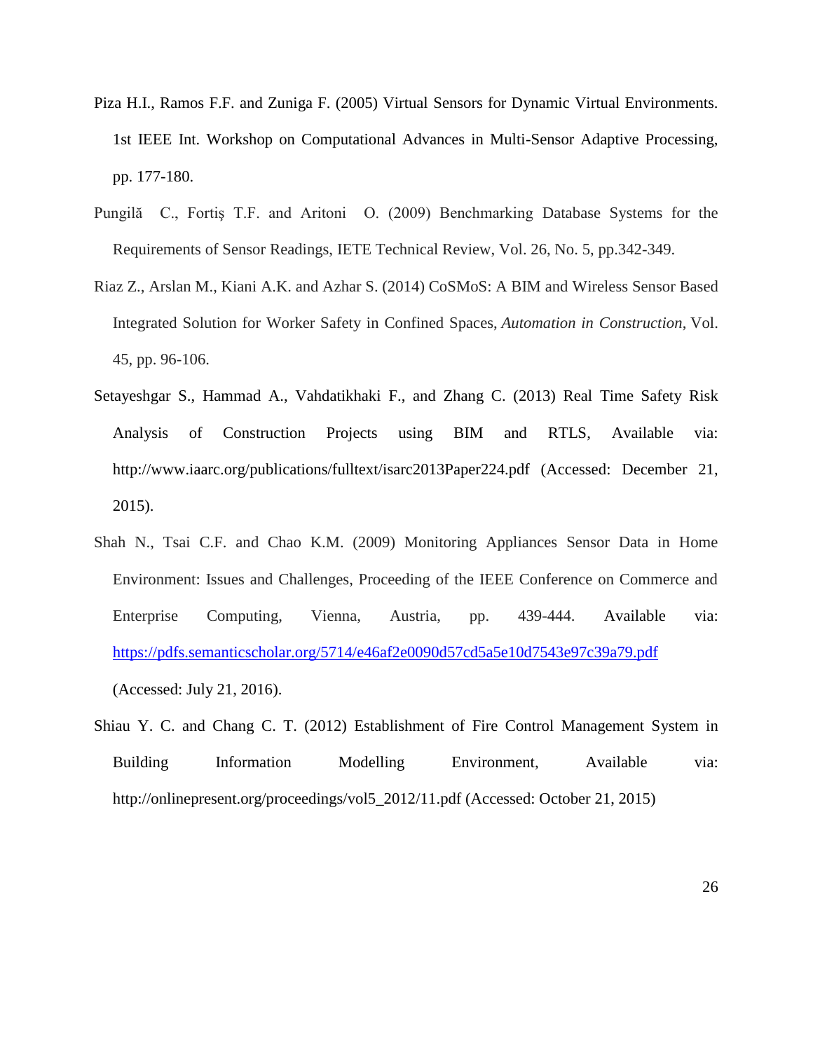Piza H.I., Ramos F.F. and Zuniga F. (2005) Virtual Sensors for Dynamic Virtual Environments. 1st IEEE Int. Workshop on Computational Advances in Multi-Sensor Adaptive Processing, pp. 177-180.

Pungilă C., Fortiş T.F. and Aritoni O. (2009) Benchmarking Database Systems for the Requirements of Sensor Readings, IETE Technical Review, Vol. 26, No. 5, pp.342-349.

Riaz Z., Arslan M., Kiani A.K. and Azhar S. (2014) CoSMoS: A BIM and Wireless Sensor Based Integrated Solution for Worker Safety in Confined Spaces, *Automation in Construction*, Vol. 45, pp. 96-106.

Setayeshgar S., Hammad A., Vahdatikhaki F., and Zhang C. (2013) Real Time Safety Risk Analysis of Construction Projects using BIM and RTLS, Available via: http://www.iaarc.org/publications/fulltext/isarc2013Paper224.pdf (Accessed: December 21, 2015).

Shah N., Tsai C.F. and Chao K.M. (2009) Monitoring Appliances Sensor Data in Home Environment: Issues and Challenges, Proceeding of the IEEE Conference on Commerce and Enterprise Computing, Vienna, Austria, pp. 439-444. Available via: https://pdfs.semanticscholar.org/5714/e46af2e0090d57cd5a5e10d7543e97c39a79.pdf (Accessed: July 21, 2016).

Shiau Y. C. and Chang C. T. (2012) Establishment of Fire Control Management System in Building Information Modelling Environment, Available via: http://onlinepresent.org/proceedings/vol5_2012/11.pdf (Accessed: October 21, 2015)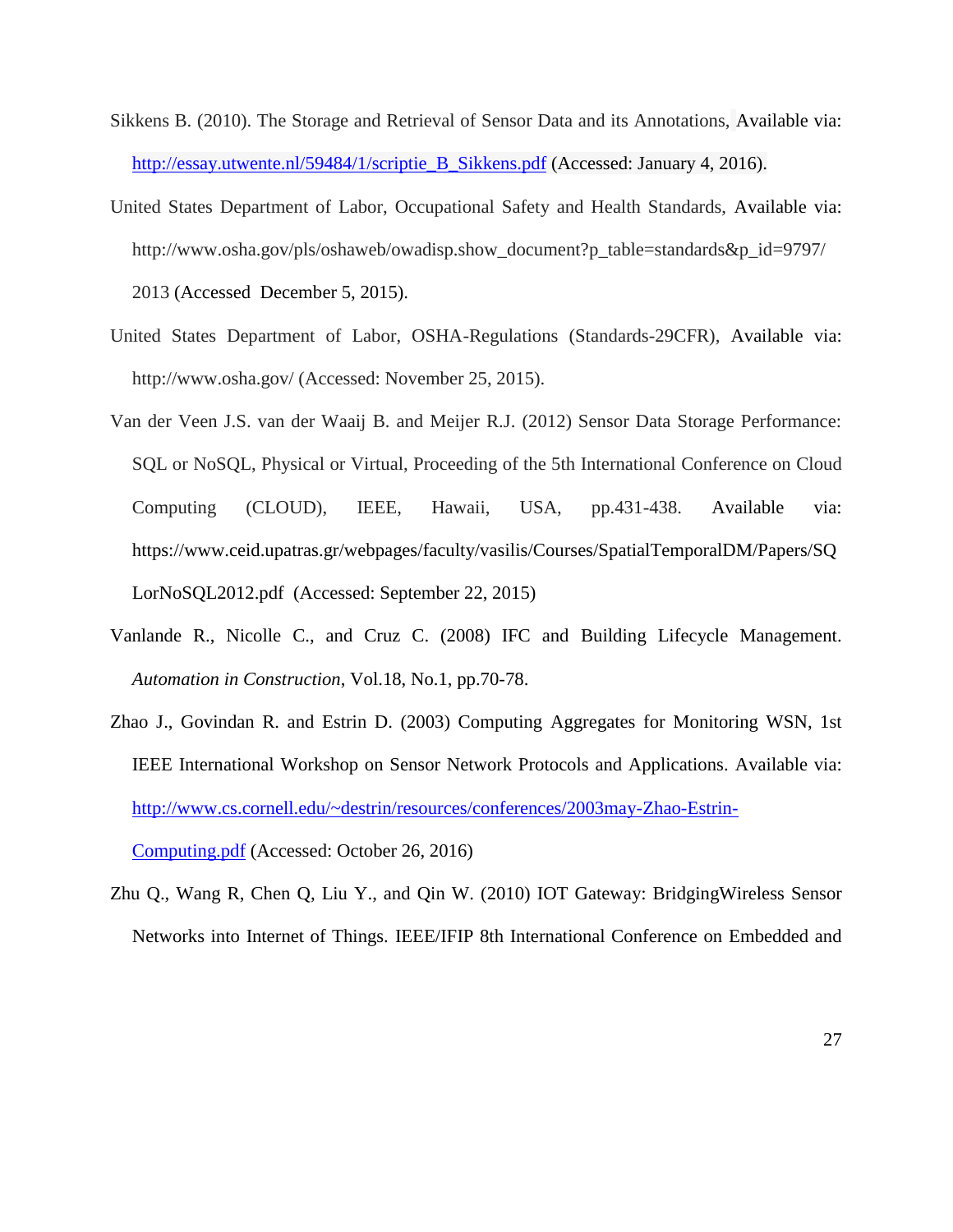Sikkens B. (2010). The Storage and Retrieval of Sensor Data and its Annotations, Available via: http://essay.utwente.nl/59484/1/scriptie_B_Sikkens.pdf (Accessed: January 4, 2016).

United States Department of Labor, Occupational Safety and Health Standards, Available via: http://www.osha.gov/pls/oshaweb/owadisp.show_document?p_table=standards&p_id=9797/2013 (Accessed December 5, 2015).

United States Department of Labor, OSHA-Regulations (Standards-29CFR), Available via: http://www.osha.gov/ (Accessed: November 25, 2015).

Van der Veen J.S. van der Waaij B. and Meijer R.J. (2012) Sensor Data Storage Performance: SQL or NoSQL, Physical or Virtual, Proceeding of the 5th International Conference on Cloud Computing (CLOUD), IEEE, Hawaii, USA, pp.431-438. Available via: https://www.ceid.upatras.gr/webpages/faculty/vasilis/Courses/SpatialTemporalDM/Papers/SQLorNoSQL2012.pdf (Accessed: September 22, 2015)

Vanlande R., Nicolle C., and Cruz C. (2008) IFC and Building Lifecycle Management. *Automation in Construction*, Vol.18, No.1, pp.70-78.

Zhao J., Govindan R. and Estrin D. (2003) Computing Aggregates for Monitoring WSN, 1st IEEE International Workshop on Sensor Network Protocols and Applications. Available via: http://www.cs.cornell.edu/~destrin/resources/conferences/2003may-Zhao-Estrin-Computing.pdf (Accessed: October 26, 2016)

Zhu Q., Wang R, Chen Q, Liu Y., and Qin W. (2010) IOT Gateway: BridgingWireless Sensor Networks into Internet of Things. IEEE/IFIP 8th International Conference on Embedded and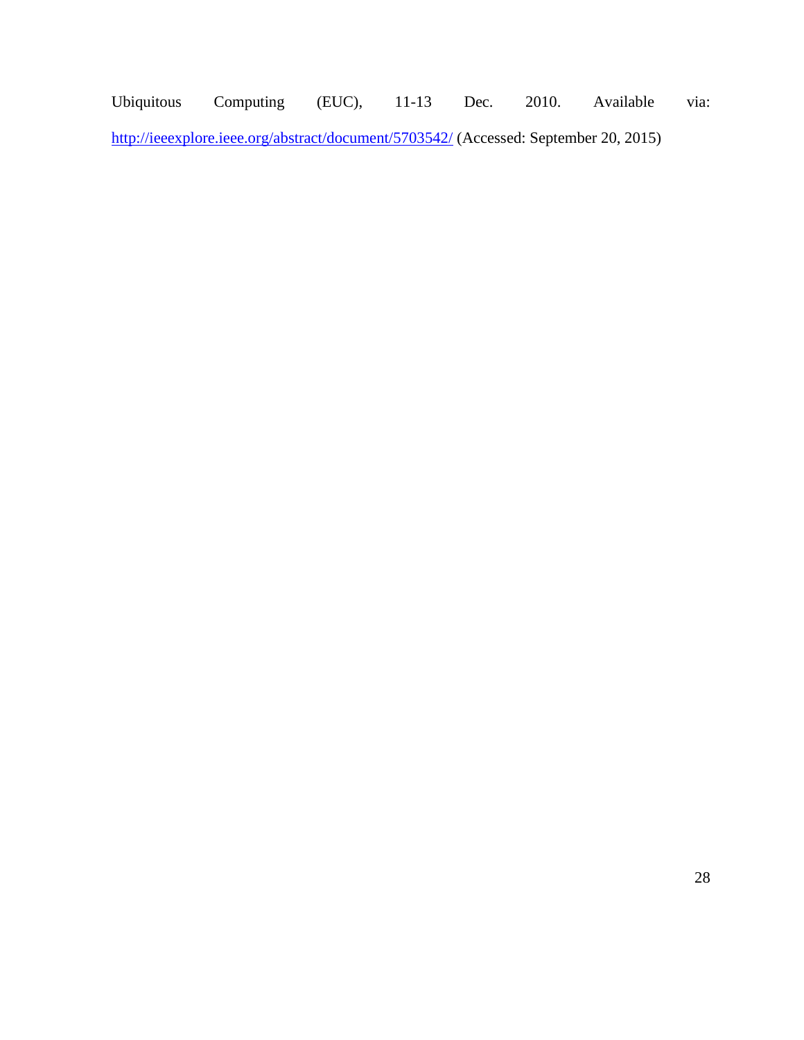Ubiquitous Computing (EUC), 11-13 Dec. 2010. Available via: http://ieeexplore.ieee.org/abstract/document/5703542/ (Accessed: September 20, 2015)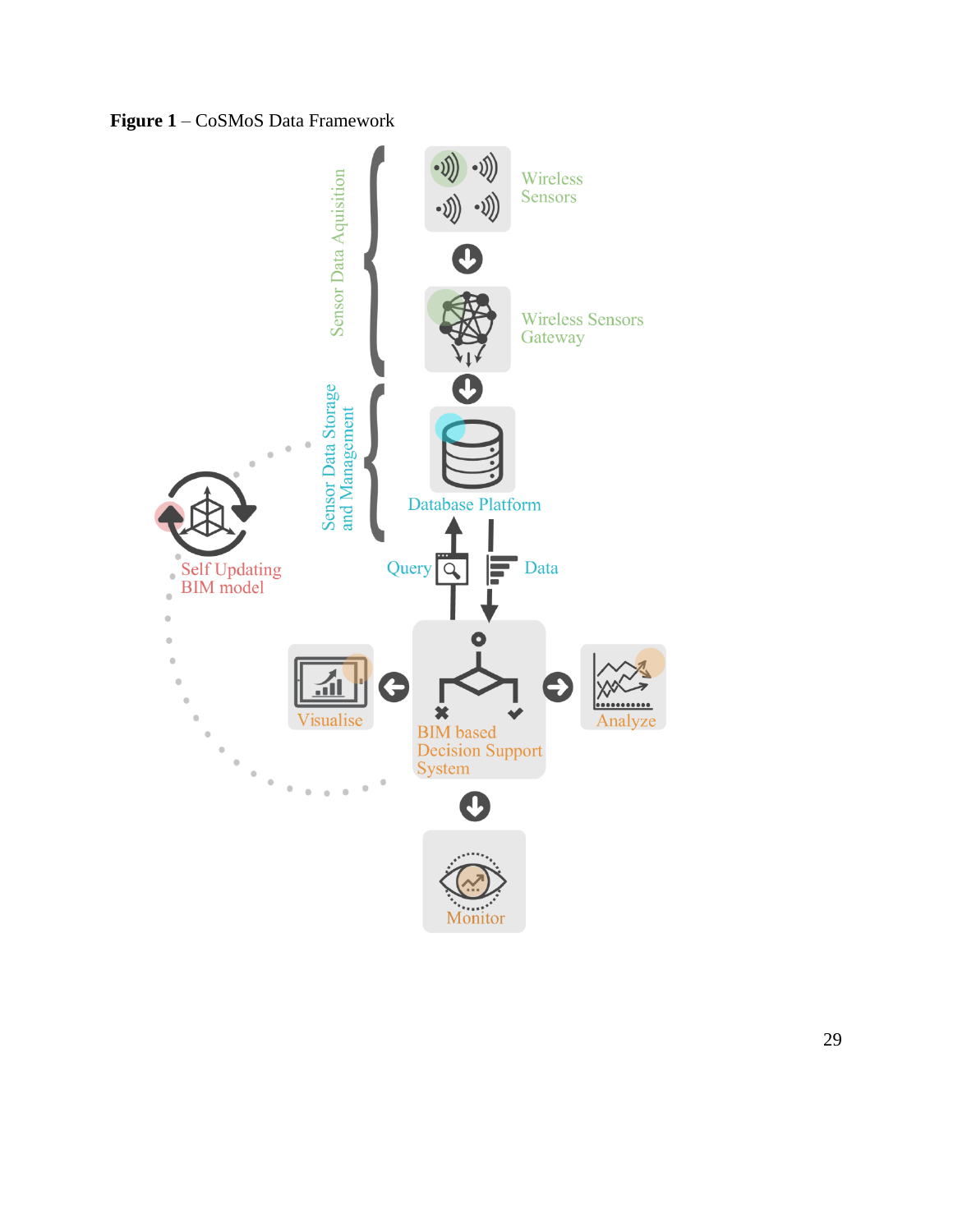**Figure 1** – CoSMoS Data Framework

Sensor Data Aquisition

Wireless Sensors

Wireless Sensors Gateway

Sensor Data Storage and Management

Database Platform

Self Updating BIM model

Query

Data

Visualise

BIM based Decision Support System

Analyze

Monitor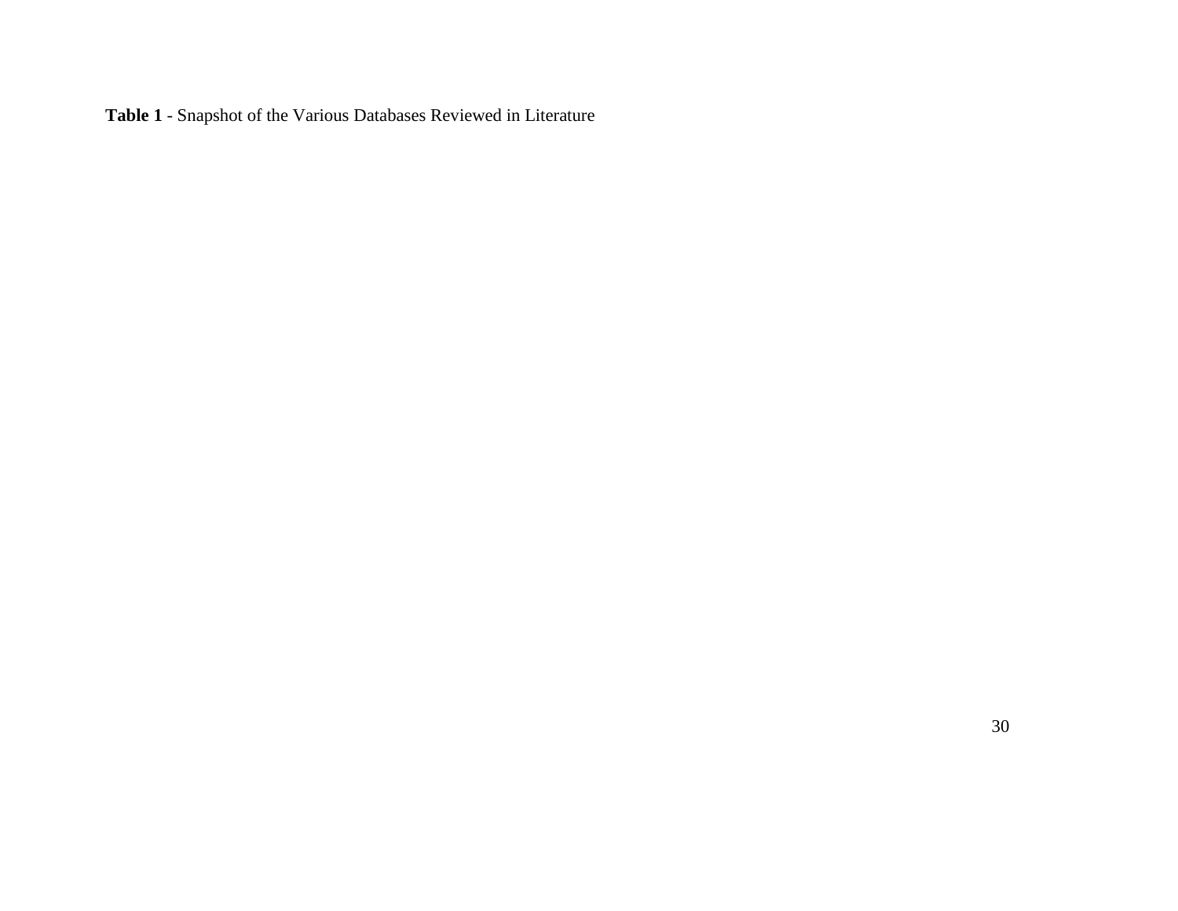**Table 1** - Snapshot of the Various Databases Reviewed in Literature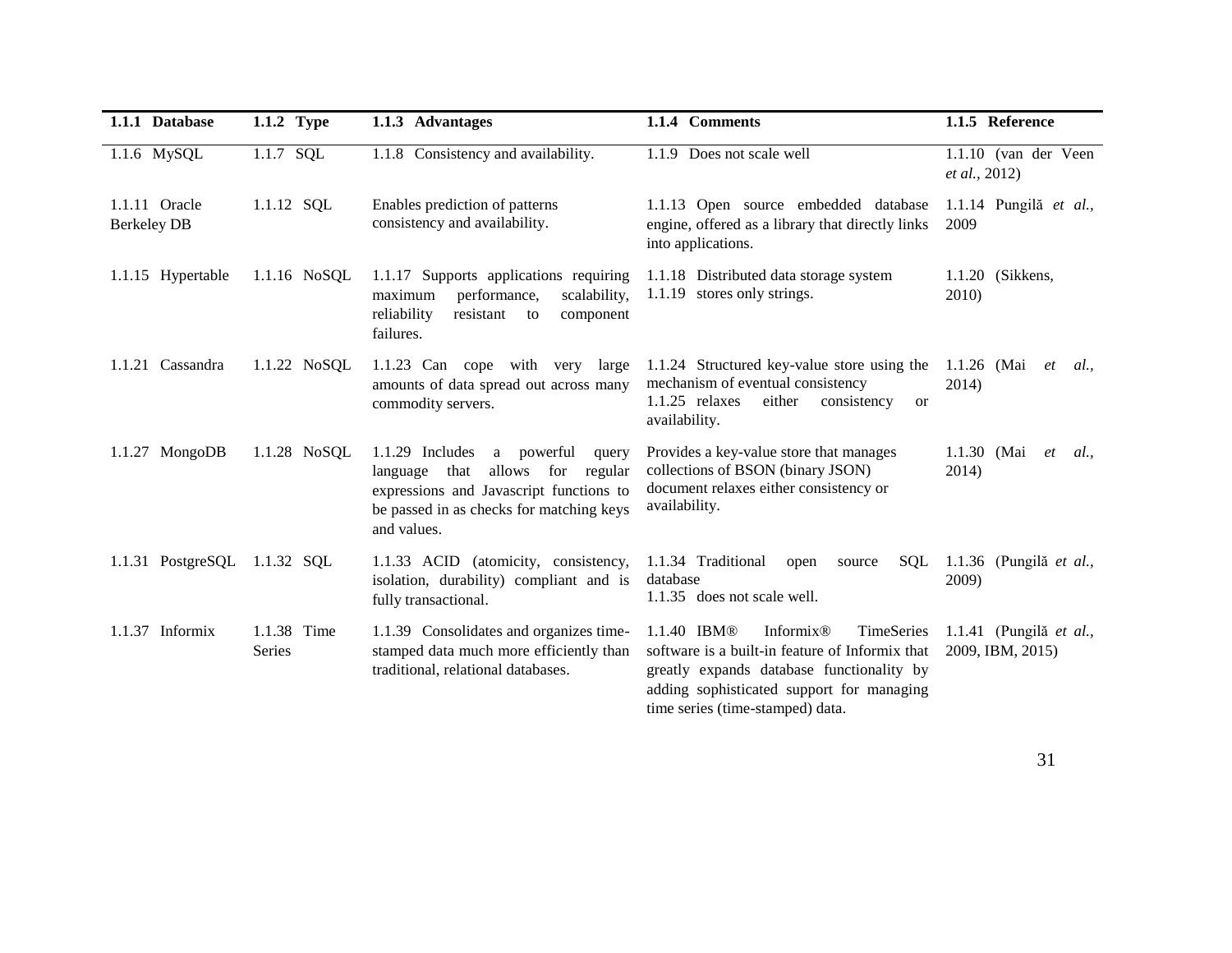| 1.1.1 Database | 1.1.2 Type | 1.1.3 Advantages | 1.1.4 Comments | 1.1.5 Reference |
|---|---|---|---|---|
| 1.1.6 MySQL | 1.1.7 SQL | 1.1.8 Consistency and availability. | 1.1.9 Does not scale well | 1.1.10 (van der Veen *et al.*, 2012) |
| 1.1.11 Oracle Berkeley DB | 1.1.12 SQL | Enables prediction of patterns consistency and availability. | 1.1.13 Open source embedded database engine, offered as a library that directly links into applications. | 1.1.14 Pungilă *et al.*, 2009 |
| 1.1.15 Hypertable | 1.1.16 NoSQL | 1.1.17 Supports applications requiring maximum performance, scalability, reliability resistant to component failures. | 1.1.18 Distributed data storage system 1.1.19 stores only strings. | 1.1.20 (Sikkens, 2010) |
| 1.1.21 Cassandra | 1.1.22 NoSQL | 1.1.23 Can cope with very large amounts of data spread out across many commodity servers. | 1.1.24 Structured key-value store using the mechanism of eventual consistency 1.1.25 relaxes either consistency or availability. | 1.1.26 (Mai *et al.*, 2014) |
| 1.1.27 MongoDB | 1.1.28 NoSQL | 1.1.29 Includes a powerful query language that allows for regular expressions and Javascript functions to be passed in as checks for matching keys and values. | Provides a key-value store that manages collections of BSON (binary JSON) document relaxes either consistency or availability. | 1.1.30 (Mai *et al.*, 2014) |
| 1.1.31 PostgreSQL | 1.1.32 SQL | 1.1.33 ACID (atomicity, consistency, isolation, durability) compliant and is fully transactional. | 1.1.34 Traditional open source SQL database 1.1.35 does not scale well. | 1.1.36 (Pungilă *et al.*, 2009) |
| 1.1.37 Informix | 1.1.38 Time Series | 1.1.39 Consolidates and organizes time-stamped data much more efficiently than traditional, relational databases. | 1.1.40 IBM® Informix® TimeSeries software is a built-in feature of Informix that greatly expands database functionality by adding sophisticated support for managing time series (time-stamped) data. | 1.1.41 (Pungilă *et al.*, 2009, IBM, 2015) |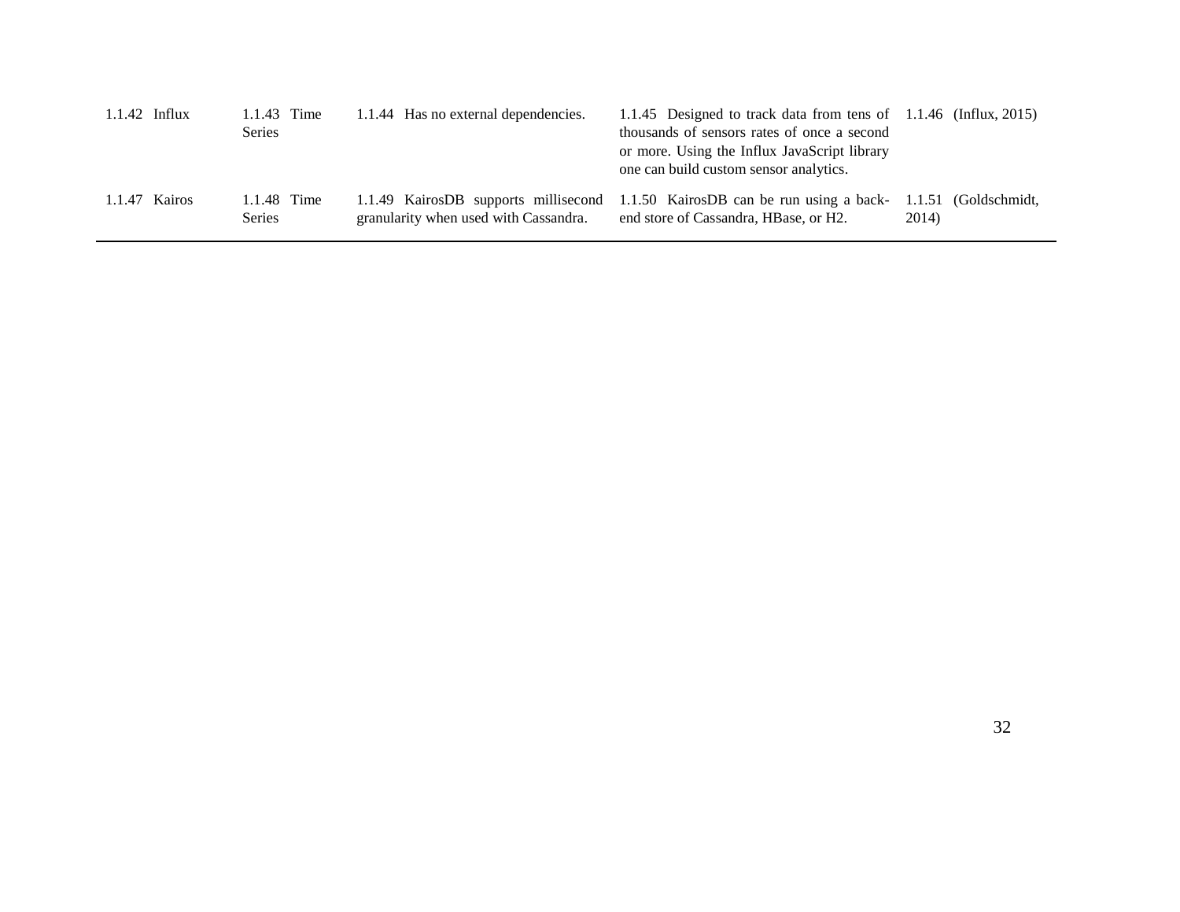| | | | | |
|---|---|---|---|---|
| 1.1.42 Influx | 1.1.43 Time Series | 1.1.44 Has no external dependencies. | 1.1.45 Designed to track data from tens of thousands of sensors rates of once a second or more. Using the Influx JavaScript library one can build custom sensor analytics. | 1.1.46 (Influx, 2015) |
| 1.1.47 Kairos | 1.1.48 Time Series | 1.1.49 KairosDB supports millisecond granularity when used with Cassandra. | 1.1.50 KairosDB can be run using a back-end store of Cassandra, HBase, or H2. | 1.1.51 (Goldschmidt, 2014) |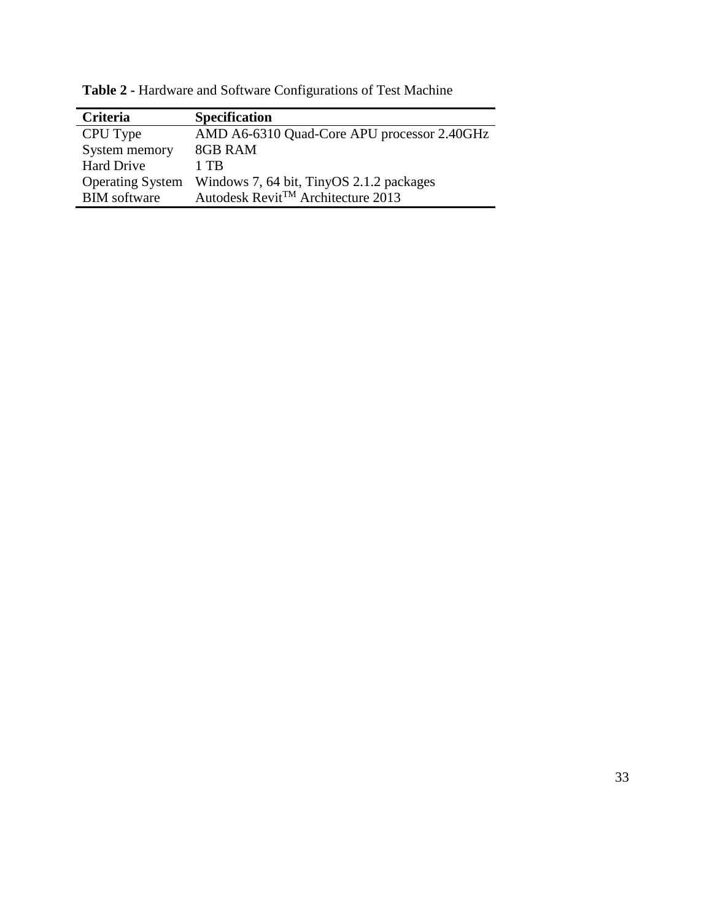**Table 2 -** Hardware and Software Configurations of Test Machine

| Criteria | Specification |
|---|---|
| CPU Type | AMD A6-6310 Quad-Core APU processor 2.40GHz |
| System memory | 8GB RAM |
| Hard Drive | 1 TB |
| Operating System | Windows 7, 64 bit, TinyOS 2.1.2 packages |
| BIM software | Autodesk Revit™ Architecture 2013 |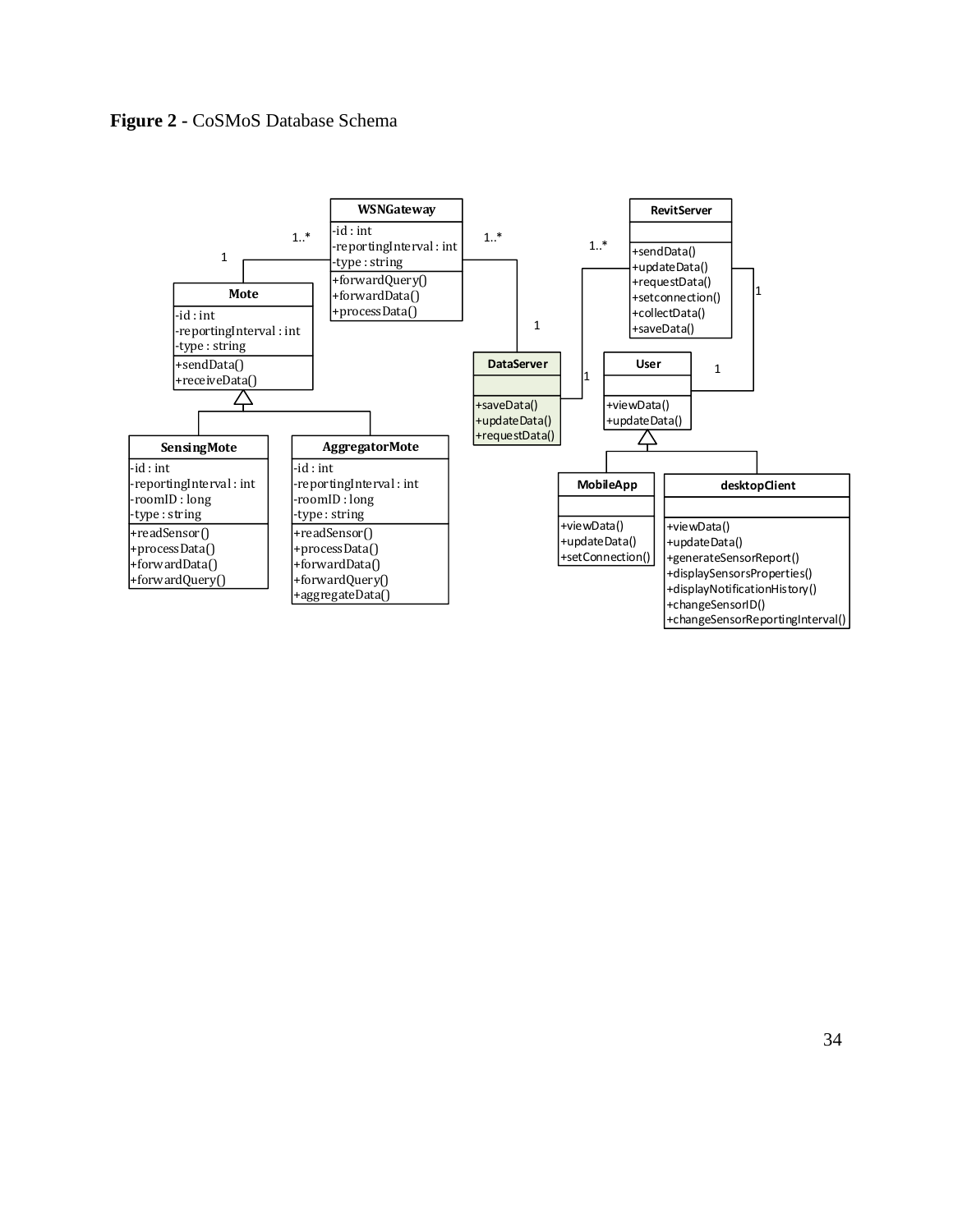**Figure 2 -** CoSMoS Database Schema

**WSNGateway**
-id : int
-reportingInterval : int
-type : string
+forwardQuery()
+forwardData()
+processData()

**RevitServer**
+sendData()
+updateData()
+requestData()
+setconnection()
+collectData()
+saveData()

**Mote**
-id : int
-reportingInterval : int
-type : string
+sendData()
+receiveData()

**DataServer**
+saveData()
+updateData()
+requestData()

**User**
+viewData()
+updateData()

**SensingMote**
-id : int
-reportingInterval : int
-roomID : long
-type : string
+readSensor()
+processData()
+forwardData()
+forwardQuery()

**AggregatorMote**
-id : int
-reportingInterval : int
-roomID : long
-type : string
+readSensor()
+processData()
+forwardData()
+forwardQuery()
+aggregateData()

**MobileApp**
+viewData()
+updateData()
+setConnection()

**desktopClient**
+viewData()
+updateData()
+generateSensorReport()
+displaySensorsProperties()
+displayNotificationHistory()
+changeSensorID()
+changeSensorReportingInterval()

Relationships:
- Mote (1) — WSNGateway (1..*)
- WSNGateway (1..*) — DataServer (1)
- DataServer (1) — RevitServer (1..*)
- RevitServer (1) — User (1)
- SensingMote and AggregatorMote inherit from Mote
- MobileApp and desktopClient inherit from User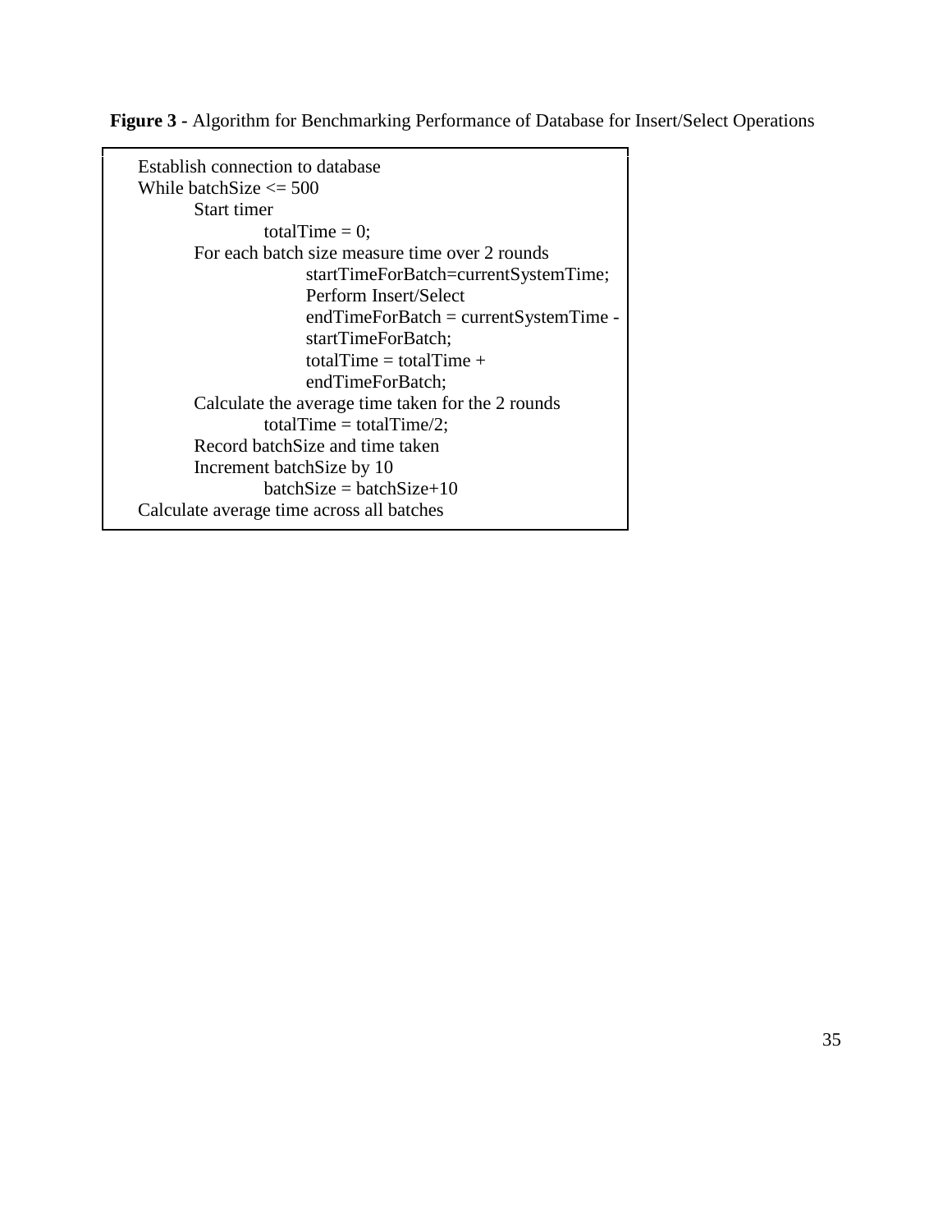**Figure 3 -** Algorithm for Benchmarking Performance of Database for Insert/Select Operations

```
Establish connection to database
While batchSize <= 500
        Start timer
                totalTime = 0;
        For each batch size measure time over 2 rounds
                        startTimeForBatch=currentSystemTime;
                        Perform Insert/Select
                        endTimeForBatch = currentSystemTime -
                        startTimeForBatch;
                        totalTime = totalTime +
                        endTimeForBatch;
        Calculate the average time taken for the 2 rounds
                totalTime = totalTime/2;
        Record batchSize and time taken
        Increment batchSize by 10
                batchSize = batchSize+10
Calculate average time across all batches
```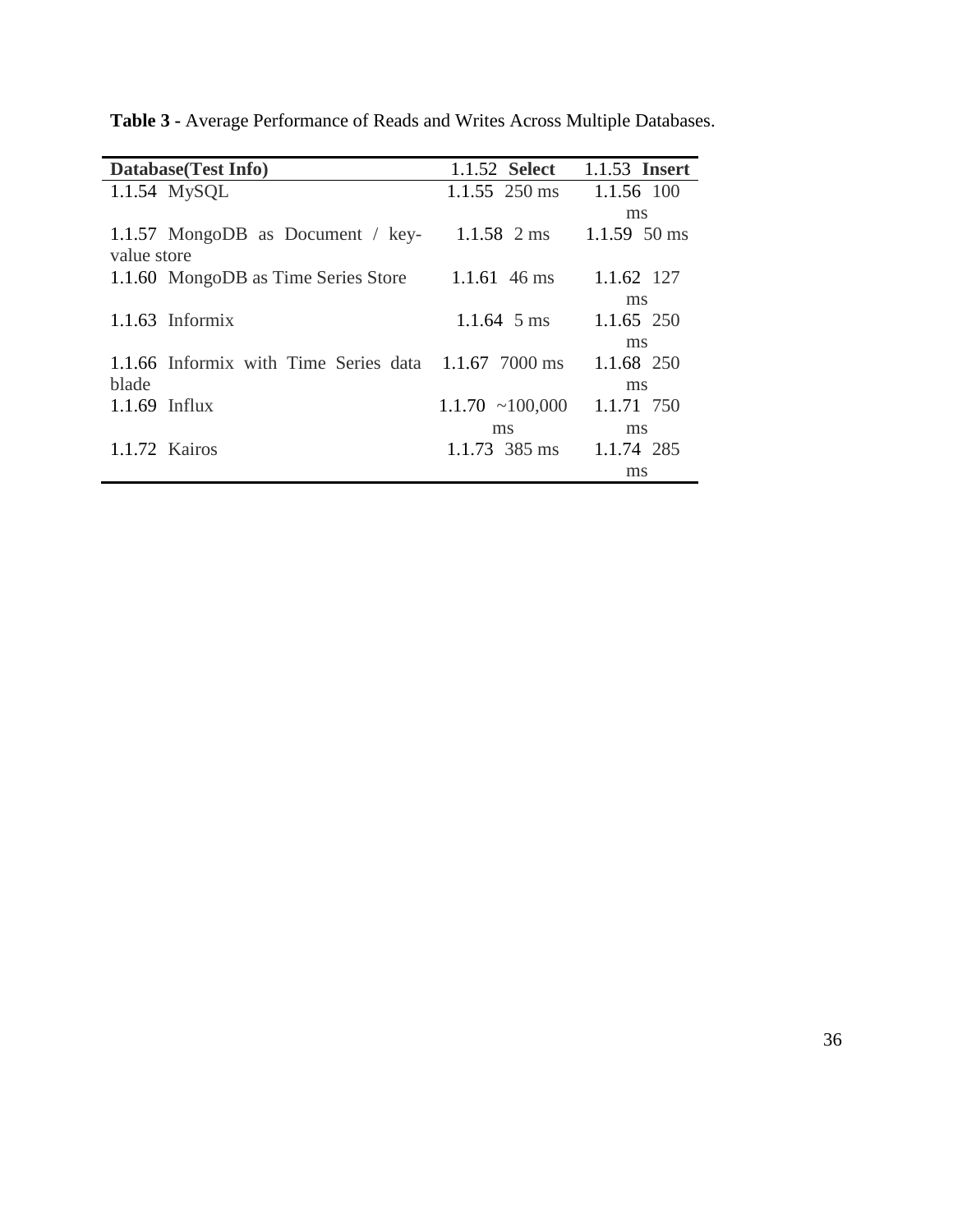**Table 3 -** Average Performance of Reads and Writes Across Multiple Databases.

| **Database(Test Info)** | 1.1.52 **Select** | 1.1.53 **Insert** |
|---|---|---|
| 1.1.54 MySQL | 1.1.55 250 ms | 1.1.56 100 ms |
| 1.1.57 MongoDB as Document / key-value store | 1.1.58 2 ms | 1.1.59 50 ms |
| 1.1.60 MongoDB as Time Series Store | 1.1.61 46 ms | 1.1.62 127 ms |
| 1.1.63 Informix | 1.1.64 5 ms | 1.1.65 250 ms |
| 1.1.66 Informix with Time Series data blade | 1.1.67 7000 ms | 1.1.68 250 ms |
| 1.1.69 Influx | 1.1.70 ~100,000 ms | 1.1.71 750 ms |
| 1.1.72 Kairos | 1.1.73 385 ms | 1.1.74 285 ms |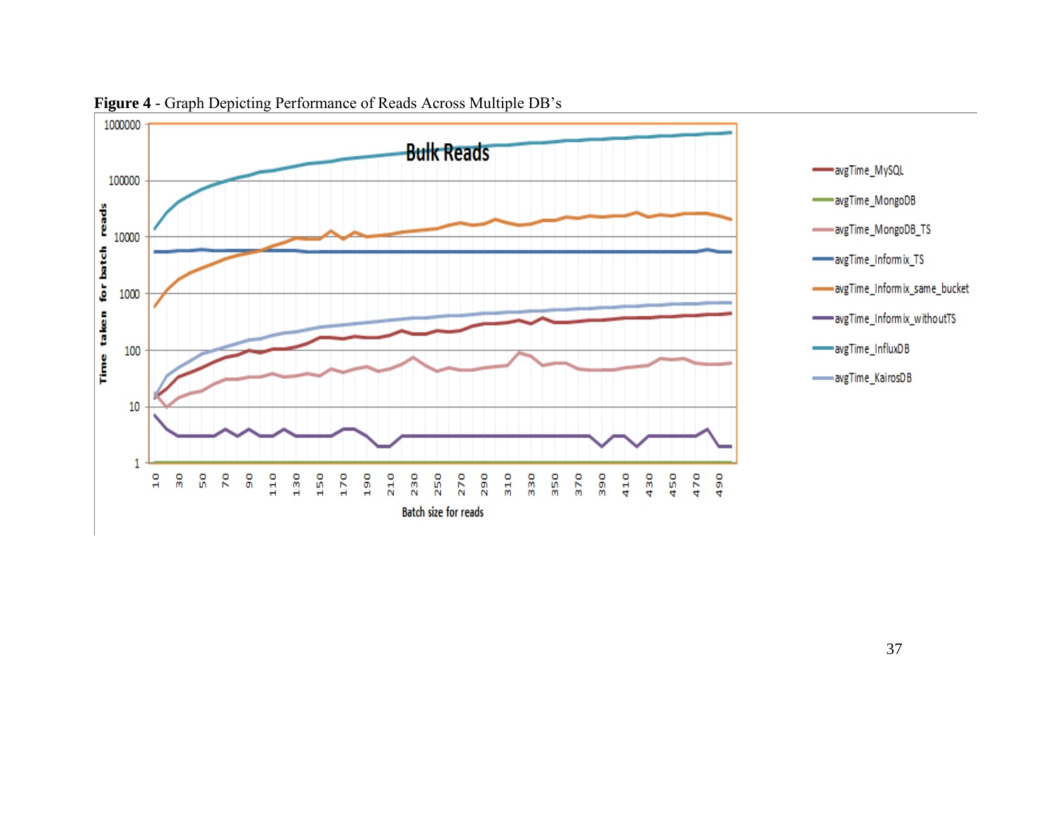**Figure 4** - Graph Depicting Performance of Reads Across Multiple DB's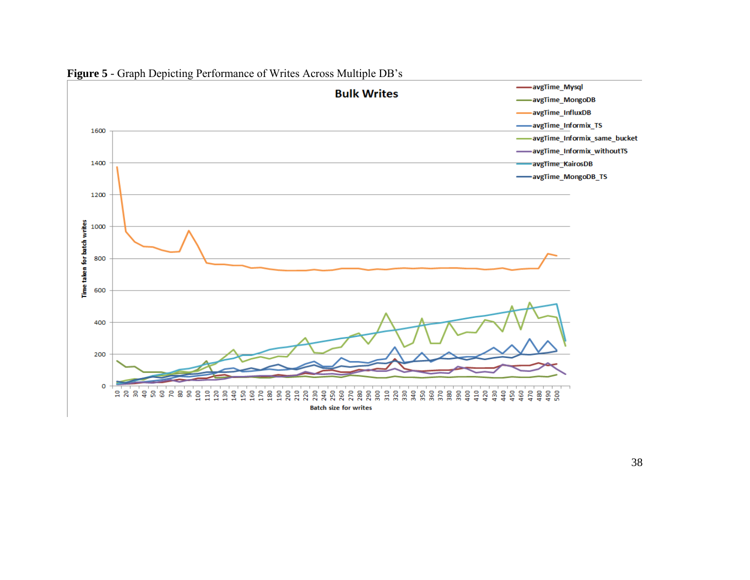**Figure 5** - Graph Depicting Performance of Writes Across Multiple DB's

Bulk Writes

avgTime_Mysql
avgTime_MongoDB
avgTime_InfluxDB
avgTime_Informix_TS
avgTime_Informix_same_bucket
avgTime_Informix_withoutTS
avgTime_KairosDB
avgTime_MongoDB_TS

Time taken for batch writes

1600
1400
1200
1000
800
600
400
200
0

10 20 30 40 50 60 70 80 90 100 110 120 130 140 150 160 170 180 190 200 210 220 230 240 250 260 270 280 290 300 310 320 330 340 350 360 370 380 390 400 410 420 430 440 450 460 470 480 490 500

Batch size for writes